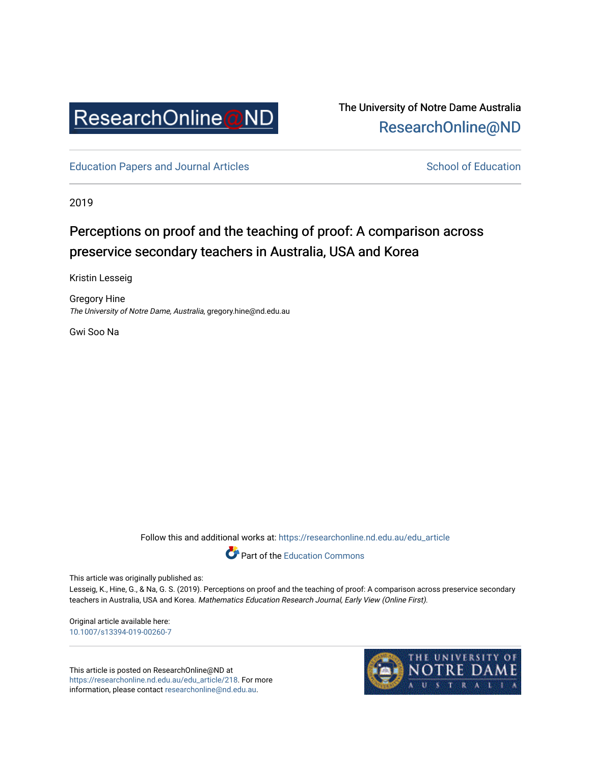ResearchOnline@ND

The University of Notre Dame Australia
ResearchOnline@ND

Education Papers and Journal Articles

School of Education

2019

# Perceptions on proof and the teaching of proof: A comparison across preservice secondary teachers in Australia, USA and Korea

Kristin Lesseig

Gregory Hine
*The University of Notre Dame, Australia*, gregory.hine@nd.edu.au

Gwi Soo Na

Follow this and additional works at: https://researchonline.nd.edu.au/edu_article

Part of the Education Commons

This article was originally published as:
Lesseig, K., Hine, G., & Na, G. S. (2019). Perceptions on proof and the teaching of proof: A comparison across preservice secondary teachers in Australia, USA and Korea. *Mathematics Education Research Journal, Early View (Online First).*

Original article available here:
10.1007/s13394-019-00260-7

This article is posted on ResearchOnline@ND at https://researchonline.nd.edu.au/edu_article/218. For more information, please contact researchonline@nd.edu.au.

THE UNIVERSITY OF NOTRE DAME AUSTRALIA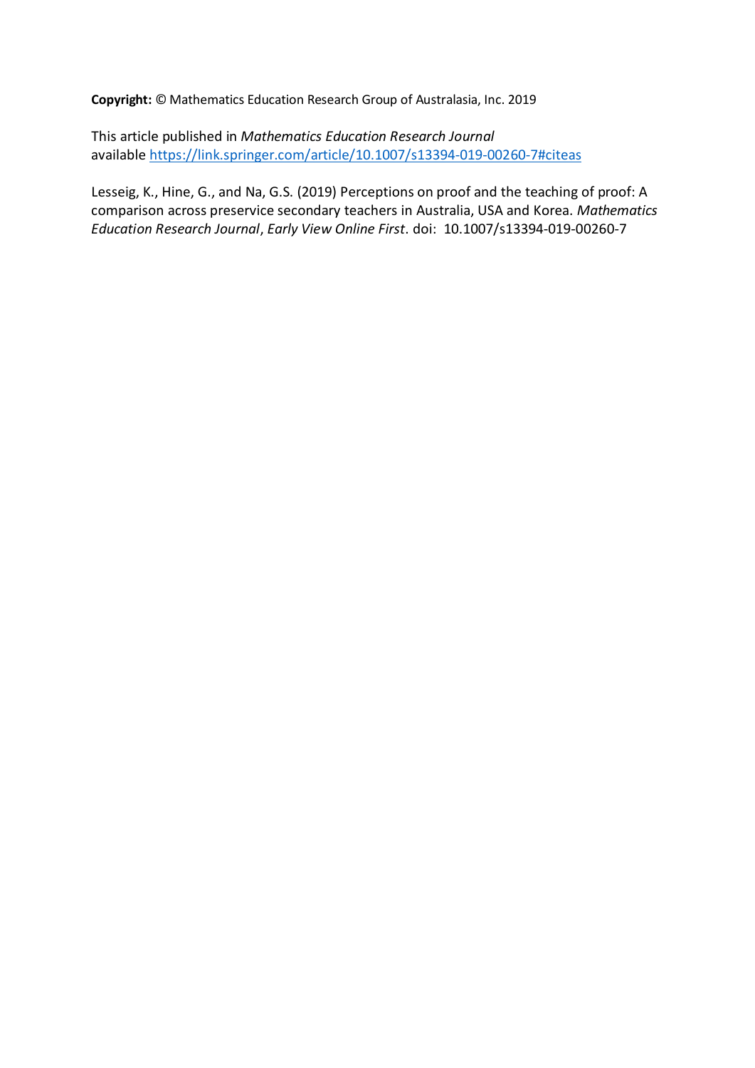**Copyright:** © Mathematics Education Research Group of Australasia, Inc. 2019

This article published in *Mathematics Education Research Journal* available https://link.springer.com/article/10.1007/s13394-019-00260-7#citeas

Lesseig, K., Hine, G., and Na, G.S. (2019) Perceptions on proof and the teaching of proof: A comparison across preservice secondary teachers in Australia, USA and Korea. *Mathematics Education Research Journal*, *Early View Online First*. doi: 10.1007/s13394-019-00260-7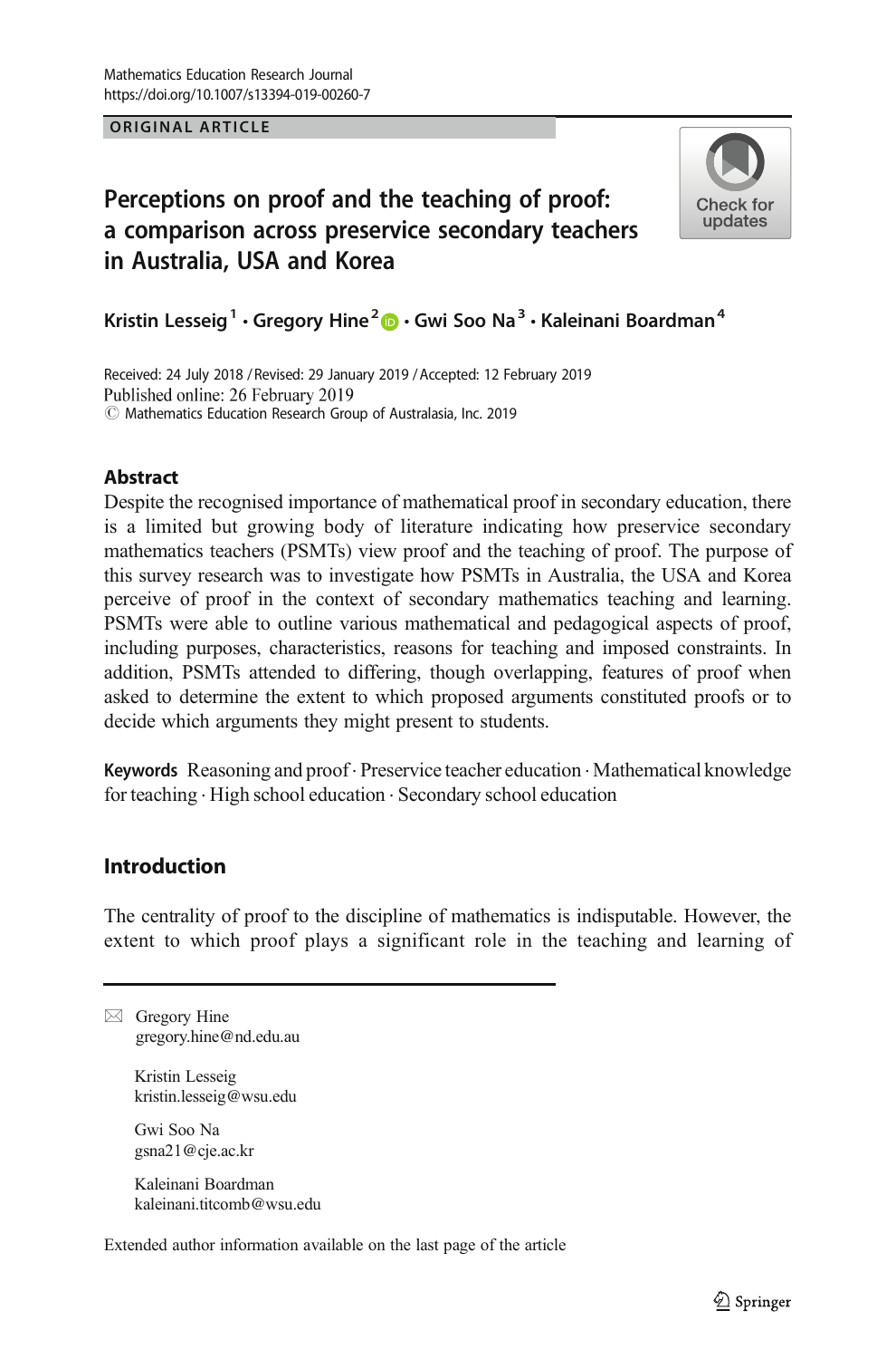ORIGINAL ARTICLE

# Perceptions on proof and the teaching of proof: a comparison across preservice secondary teachers in Australia, USA and Korea

**Kristin Lesseig[1] · Gregory Hine[2] · Gwi Soo Na[3] · Kaleinani Boardman[4]**

Received: 24 July 2018 / Revised: 29 January 2019 / Accepted: 12 February 2019
Published online: 26 February 2019
© Mathematics Education Research Group of Australasia, Inc. 2019

## Abstract

Despite the recognised importance of mathematical proof in secondary education, there is a limited but growing body of literature indicating how preservice secondary mathematics teachers (PSMTs) view proof and the teaching of proof. The purpose of this survey research was to investigate how PSMTs in Australia, the USA and Korea perceive of proof in the context of secondary mathematics teaching and learning. PSMTs were able to outline various mathematical and pedagogical aspects of proof, including purposes, characteristics, reasons for teaching and imposed constraints. In addition, PSMTs attended to differing, though overlapping, features of proof when asked to determine the extent to which proposed arguments constituted proofs or to decide which arguments they might present to students.

**Keywords** Reasoning and proof · Preservice teacher education · Mathematical knowledge for teaching · High school education · Secondary school education

## Introduction

The centrality of proof to the discipline of mathematics is indisputable. However, the extent to which proof plays a significant role in the teaching and learning of

✉ Gregory Hine
gregory.hine@nd.edu.au

Kristin Lesseig
kristin.lesseig@wsu.edu

Gwi Soo Na
gsna21@cje.ac.kr

Kaleinani Boardman
kaleinani.titcomb@wsu.edu

Extended author information available on the last page of the article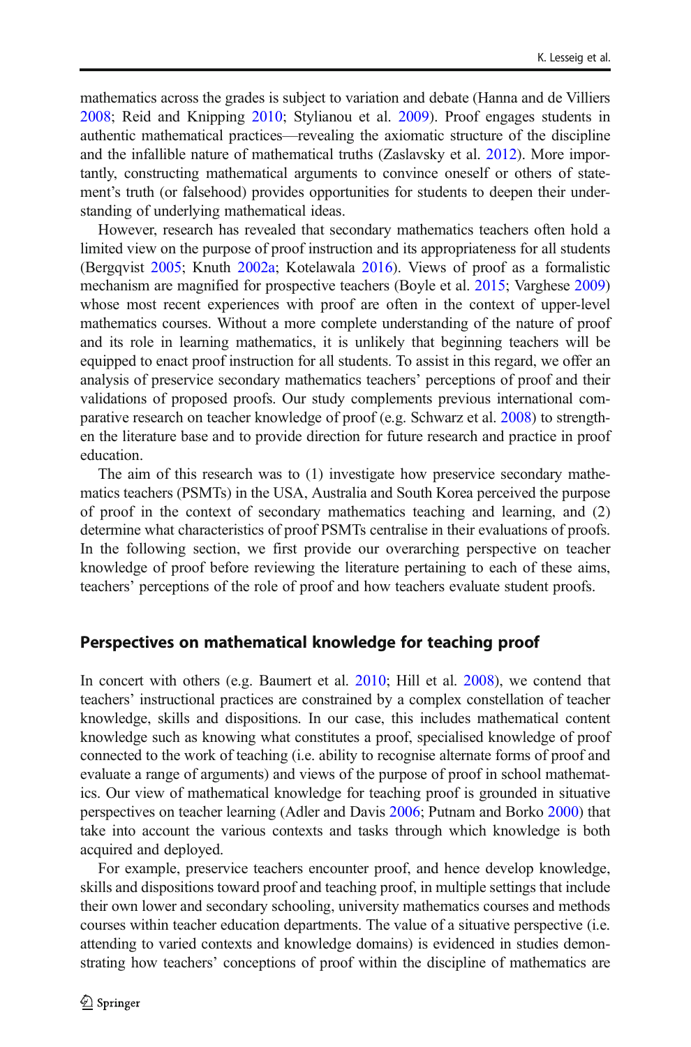mathematics across the grades is subject to variation and debate (Hanna and de Villiers 2008; Reid and Knipping 2010; Stylianou et al. 2009). Proof engages students in authentic mathematical practices—revealing the axiomatic structure of the discipline and the infallible nature of mathematical truths (Zaslavsky et al. 2012). More importantly, constructing mathematical arguments to convince oneself or others of statement's truth (or falsehood) provides opportunities for students to deepen their understanding of underlying mathematical ideas.

However, research has revealed that secondary mathematics teachers often hold a limited view on the purpose of proof instruction and its appropriateness for all students (Bergqvist 2005; Knuth 2002a; Kotelawala 2016). Views of proof as a formalistic mechanism are magnified for prospective teachers (Boyle et al. 2015; Varghese 2009) whose most recent experiences with proof are often in the context of upper-level mathematics courses. Without a more complete understanding of the nature of proof and its role in learning mathematics, it is unlikely that beginning teachers will be equipped to enact proof instruction for all students. To assist in this regard, we offer an analysis of preservice secondary mathematics teachers' perceptions of proof and their validations of proposed proofs. Our study complements previous international comparative research on teacher knowledge of proof (e.g. Schwarz et al. 2008) to strengthen the literature base and to provide direction for future research and practice in proof education.

The aim of this research was to (1) investigate how preservice secondary mathematics teachers (PSMTs) in the USA, Australia and South Korea perceived the purpose of proof in the context of secondary mathematics teaching and learning, and (2) determine what characteristics of proof PSMTs centralise in their evaluations of proofs. In the following section, we first provide our overarching perspective on teacher knowledge of proof before reviewing the literature pertaining to each of these aims, teachers' perceptions of the role of proof and how teachers evaluate student proofs.

## Perspectives on mathematical knowledge for teaching proof

In concert with others (e.g. Baumert et al. 2010; Hill et al. 2008), we contend that teachers' instructional practices are constrained by a complex constellation of teacher knowledge, skills and dispositions. In our case, this includes mathematical content knowledge such as knowing what constitutes a proof, specialised knowledge of proof connected to the work of teaching (i.e. ability to recognise alternate forms of proof and evaluate a range of arguments) and views of the purpose of proof in school mathematics. Our view of mathematical knowledge for teaching proof is grounded in situative perspectives on teacher learning (Adler and Davis 2006; Putnam and Borko 2000) that take into account the various contexts and tasks through which knowledge is both acquired and deployed.

For example, preservice teachers encounter proof, and hence develop knowledge, skills and dispositions toward proof and teaching proof, in multiple settings that include their own lower and secondary schooling, university mathematics courses and methods courses within teacher education departments. The value of a situative perspective (i.e. attending to varied contexts and knowledge domains) is evidenced in studies demonstrating how teachers' conceptions of proof within the discipline of mathematics are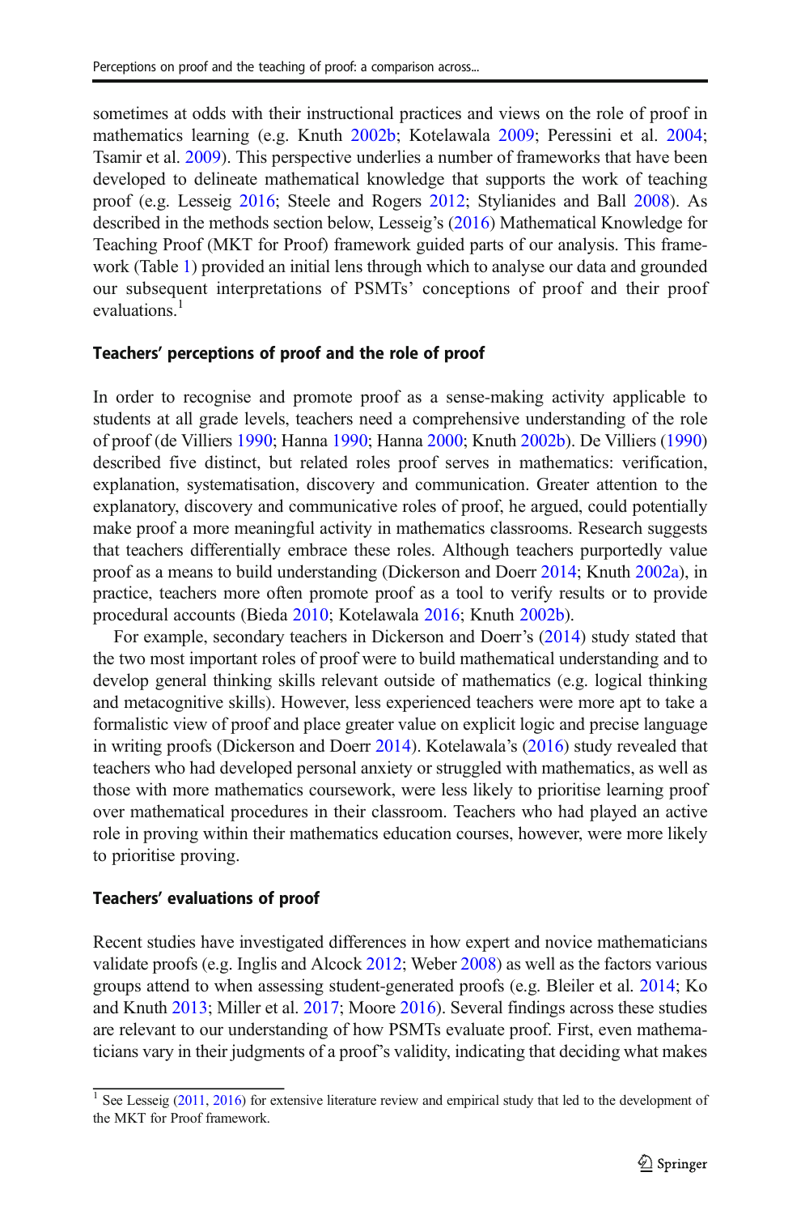sometimes at odds with their instructional practices and views on the role of proof in mathematics learning (e.g. Knuth 2002b; Kotelawala 2009; Peressini et al. 2004; Tsamir et al. 2009). This perspective underlies a number of frameworks that have been developed to delineate mathematical knowledge that supports the work of teaching proof (e.g. Lesseig 2016; Steele and Rogers 2012; Stylianides and Ball 2008a). As described in the methods section below, Lesseig's (2016) Mathematical Knowledge for Teaching Proof (MKT for Proof) framework guided parts of our analysis. This framework (Table 1) provided an initial lens through which to analyse our data and grounded our subsequent interpretations of PSMTs' conceptions of proof and their proof evaluations.[1]

## Teachers' perceptions of proof and the role of proof

In order to recognise and promote proof as a sense-making activity applicable to students at all grade levels, teachers need a comprehensive understanding of the role of proof (de Villiers 1990; Hanna 1990; Hanna 2000; Knuth 2002b). De Villiers (1990) described five distinct, but related roles proof serves in mathematics: verification, explanation, systematisation, discovery and communication. Greater attention to the explanatory, discovery and communicative roles of proof, he argued, could potentially make proof a more meaningful activity in mathematics classrooms. Research suggests that teachers differentially embrace these roles. Although teachers purportedly value proof as a means to build understanding (Dickerson and Doerr 2014; Knuth 2002a), in practice, teachers more often promote proof as a tool to verify results or to provide procedural accounts (Bieda 2010; Kotelawala 2016; Knuth 2002b).

For example, secondary teachers in Dickerson and Doerr's (2014) study stated that the two most important roles of proof were to build mathematical understanding and to develop general thinking skills relevant outside of mathematics (e.g. logical thinking and metacognitive skills). However, less experienced teachers were more apt to take a formalistic view of proof and place greater value on explicit logic and precise language in writing proofs (Dickerson and Doerr 2014). Kotelawala's (2016) study revealed that teachers who had developed personal anxiety or struggled with mathematics, as well as those with more mathematics coursework, were less likely to prioritise learning proof over mathematical procedures in their classroom. Teachers who had played an active role in proving within their mathematics education courses, however, were more likely to prioritise proving.

## Teachers' evaluations of proof

Recent studies have investigated differences in how expert and novice mathematicians validate proofs (e.g. Inglis and Alcock 2012; Weber 2008) as well as the factors various groups attend to when assessing student-generated proofs (e.g. Bleiler et al. 2014; Ko and Knuth 2013; Miller et al. 2017; Moore 2016). Several findings across these studies are relevant to our understanding of how PSMTs evaluate proof. First, even mathematicians vary in their judgments of a proof's validity, indicating that deciding what makes

[1] See Lesseig (2011, 2016) for extensive literature review and empirical study that led to the development of the MKT for Proof framework.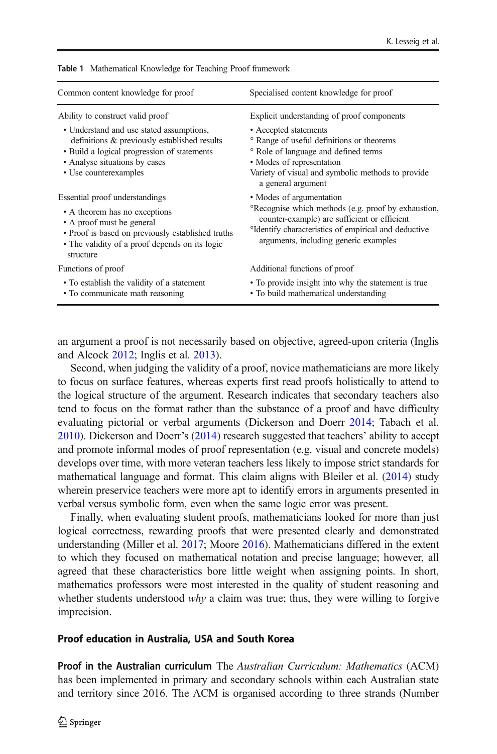**Table 1** Mathematical Knowledge for Teaching Proof framework

| Common content knowledge for proof | Specialised content knowledge for proof |
|---|---|
| Ability to construct valid proof<br>• Understand and use stated assumptions, definitions & previously established results<br>• Build a logical progression of statements<br>• Analyse situations by cases<br>• Use counterexamples | Explicit understanding of proof components<br>• Accepted statements<br>° Range of useful definitions or theorems<br>° Role of language and defined terms<br>• Modes of representation<br>Variety of visual and symbolic methods to provide a general argument |
| Essential proof understandings<br>• A theorem has no exceptions<br>• A proof must be general<br>• Proof is based on previously established truths<br>• The validity of a proof depends on its logic structure | • Modes of argumentation<br>°Recognise which methods (e.g. proof by exhaustion, counter-example) are sufficient or efficient<br>°Identify characteristics of empirical and deductive arguments, including generic examples |
| Functions of proof<br>• To establish the validity of a statement<br>• To communicate math reasoning | Additional functions of proof<br>• To provide insight into why the statement is true<br>• To build mathematical understanding |

an argument a proof is not necessarily based on objective, agreed-upon criteria (Inglis and Alcock 2012; Inglis et al. 2013).

Second, when judging the validity of a proof, novice mathematicians are more likely to focus on surface features, whereas experts first read proofs holistically to attend to the logical structure of the argument. Research indicates that secondary teachers also tend to focus on the format rather than the substance of a proof and have difficulty evaluating pictorial or verbal arguments (Dickerson and Doerr 2014; Tabach et al. 2010). Dickerson and Doerr's (2014) research suggested that teachers' ability to accept and promote informal modes of proof representation (e.g. visual and concrete models) develops over time, with more veteran teachers less likely to impose strict standards for mathematical language and format. This claim aligns with Bleiler et al. (2014) study wherein preservice teachers were more apt to identify errors in arguments presented in verbal versus symbolic form, even when the same logic error was present.

Finally, when evaluating student proofs, mathematicians looked for more than just logical correctness, rewarding proofs that were presented clearly and demonstrated understanding (Miller et al. 2017; Moore 2016). Mathematicians differed in the extent to which they focused on mathematical notation and precise language; however, all agreed that these characteristics bore little weight when assigning points. In short, mathematics professors were most interested in the quality of student reasoning and whether students understood *why* a claim was true; thus, they were willing to forgive imprecision.

### Proof education in Australia, USA and South Korea

**Proof in the Australian curriculum** The *Australian Curriculum: Mathematics* (ACM) has been implemented in primary and secondary schools within each Australian state and territory since 2016. The ACM is organised according to three strands (Number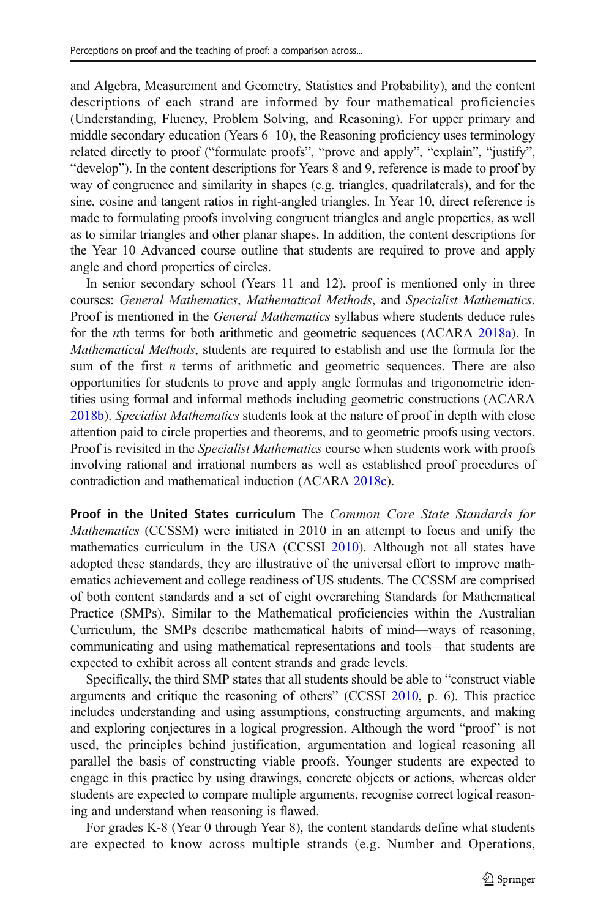and Algebra, Measurement and Geometry, Statistics and Probability), and the content descriptions of each strand are informed by four mathematical proficiencies (Understanding, Fluency, Problem Solving, and Reasoning). For upper primary and middle secondary education (Years 6–10), the Reasoning proficiency uses terminology related directly to proof ("formulate proofs", "prove and apply", "explain", "justify", "develop"). In the content descriptions for Years 8 and 9, reference is made to proof by way of congruence and similarity in shapes (e.g. triangles, quadrilaterals), and for the sine, cosine and tangent ratios in right-angled triangles. In Year 10, direct reference is made to formulating proofs involving congruent triangles and angle properties, as well as to similar triangles and other planar shapes. In addition, the content descriptions for the Year 10 Advanced course outline that students are required to prove and apply angle and chord properties of circles.

In senior secondary school (Years 11 and 12), proof is mentioned only in three courses: *General Mathematics*, *Mathematical Methods*, and *Specialist Mathematics*. Proof is mentioned in the *General Mathematics* syllabus where students deduce rules for the *n*th terms for both arithmetic and geometric sequences (ACARA 2018a). In *Mathematical Methods*, students are required to establish and use the formula for the sum of the first *n* terms of arithmetic and geometric sequences. There are also opportunities for students to prove and apply angle formulas and trigonometric identities using formal and informal methods including geometric constructions (ACARA 2018b). *Specialist Mathematics* students look at the nature of proof in depth with close attention paid to circle properties and theorems, and to geometric proofs using vectors. Proof is revisited in the *Specialist Mathematics* course when students work with proofs involving rational and irrational numbers as well as established proof procedures of contradiction and mathematical induction (ACARA 2018c).

**Proof in the United States curriculum** The *Common Core State Standards for Mathematics* (CCSSM) were initiated in 2010 in an attempt to focus and unify the mathematics curriculum in the USA (CCSSI 2010). Although not all states have adopted these standards, they are illustrative of the universal effort to improve mathematics achievement and college readiness of US students. The CCSSM are comprised of both content standards and a set of eight overarching Standards for Mathematical Practice (SMPs). Similar to the Mathematical proficiencies within the Australian Curriculum, the SMPs describe mathematical habits of mind—ways of reasoning, communicating and using mathematical representations and tools—that students are expected to exhibit across all content strands and grade levels.

Specifically, the third SMP states that all students should be able to "construct viable arguments and critique the reasoning of others" (CCSSI 2010, p. 6). This practice includes understanding and using assumptions, constructing arguments, and making and exploring conjectures in a logical progression. Although the word "proof" is not used, the principles behind justification, argumentation and logical reasoning all parallel the basis of constructing viable proofs. Younger students are expected to engage in this practice by using drawings, concrete objects or actions, whereas older students are expected to compare multiple arguments, recognise correct logical reasoning and understand when reasoning is flawed.

For grades K-8 (Year 0 through Year 8), the content standards define what students are expected to know across multiple strands (e.g. Number and Operations,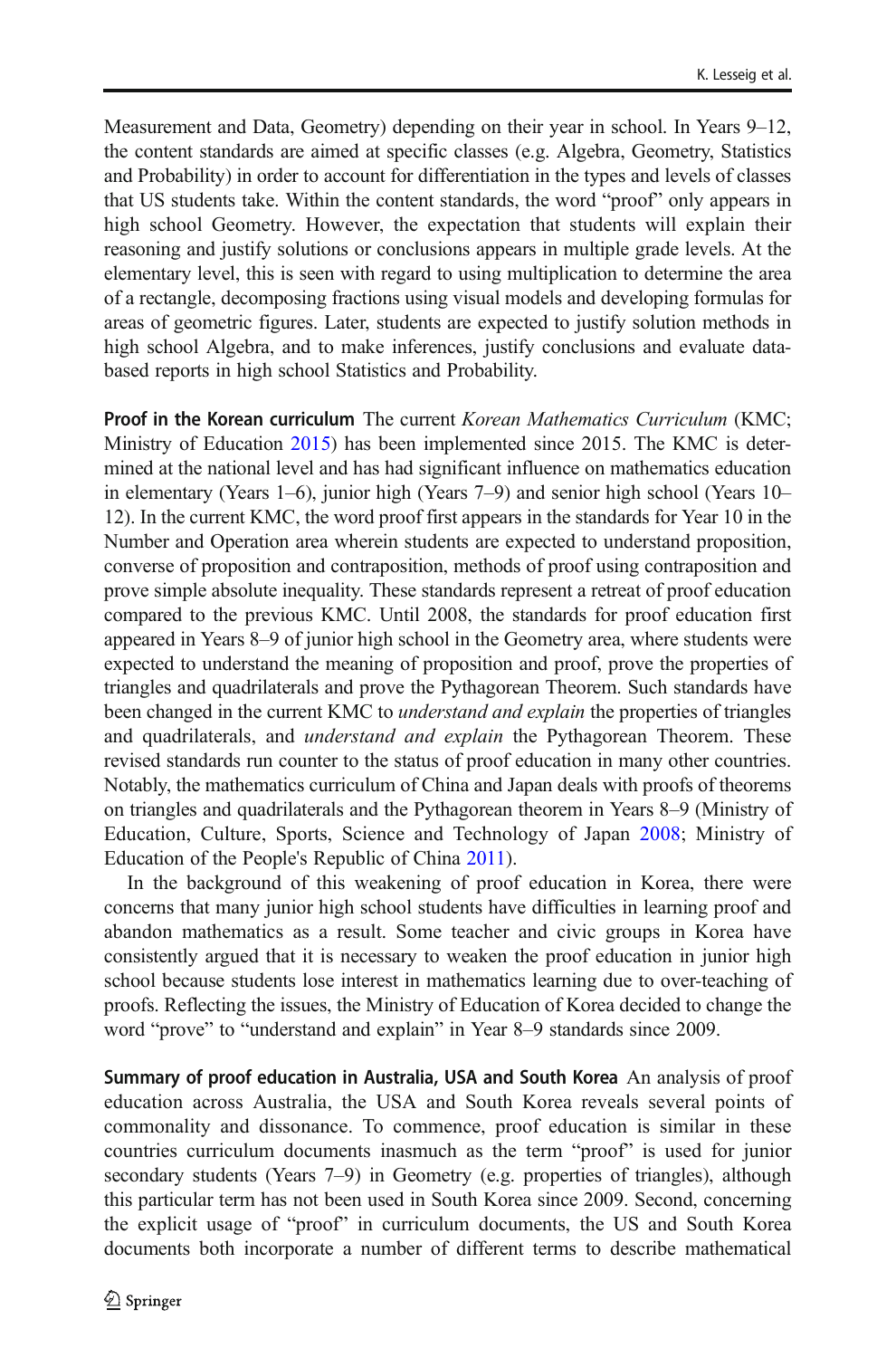Measurement and Data, Geometry) depending on their year in school. In Years 9–12, the content standards are aimed at specific classes (e.g. Algebra, Geometry, Statistics and Probability) in order to account for differentiation in the types and levels of classes that US students take. Within the content standards, the word "proof" only appears in high school Geometry. However, the expectation that students will explain their reasoning and justify solutions or conclusions appears in multiple grade levels. At the elementary level, this is seen with regard to using multiplication to determine the area of a rectangle, decomposing fractions using visual models and developing formulas for areas of geometric figures. Later, students are expected to justify solution methods in high school Algebra, and to make inferences, justify conclusions and evaluate data-based reports in high school Statistics and Probability.

**Proof in the Korean curriculum** The current *Korean Mathematics Curriculum* (KMC; Ministry of Education 2015) has been implemented since 2015. The KMC is determined at the national level and has had significant influence on mathematics education in elementary (Years 1–6), junior high (Years 7–9) and senior high school (Years 10–12). In the current KMC, the word proof first appears in the standards for Year 10 in the Number and Operation area wherein students are expected to understand proposition, converse of proposition and contraposition, methods of proof using contraposition and prove simple absolute inequality. These standards represent a retreat of proof education compared to the previous KMC. Until 2008, the standards for proof education first appeared in Years 8–9 of junior high school in the Geometry area, where students were expected to understand the meaning of proposition and proof, prove the properties of triangles and quadrilaterals and prove the Pythagorean Theorem. Such standards have been changed in the current KMC to *understand and explain* the properties of triangles and quadrilaterals, and *understand and explain* the Pythagorean Theorem. These revised standards run counter to the status of proof education in many other countries. Notably, the mathematics curriculum of China and Japan deals with proofs of theorems on triangles and quadrilaterals and the Pythagorean theorem in Years 8–9 (Ministry of Education, Culture, Sports, Science and Technology of Japan 2008; Ministry of Education of the People's Republic of China 2011).

In the background of this weakening of proof education in Korea, there were concerns that many junior high school students have difficulties in learning proof and abandon mathematics as a result. Some teacher and civic groups in Korea have consistently argued that it is necessary to weaken the proof education in junior high school because students lose interest in mathematics learning due to over-teaching of proofs. Reflecting the issues, the Ministry of Education of Korea decided to change the word "prove" to "understand and explain" in Year 8–9 standards since 2009.

**Summary of proof education in Australia, USA and South Korea** An analysis of proof education across Australia, the USA and South Korea reveals several points of commonality and dissonance. To commence, proof education is similar in these countries curriculum documents inasmuch as the term "proof" is used for junior secondary students (Years 7–9) in Geometry (e.g. properties of triangles), although this particular term has not been used in South Korea since 2009. Second, concerning the explicit usage of "proof" in curriculum documents, the US and South Korea documents both incorporate a number of different terms to describe mathematical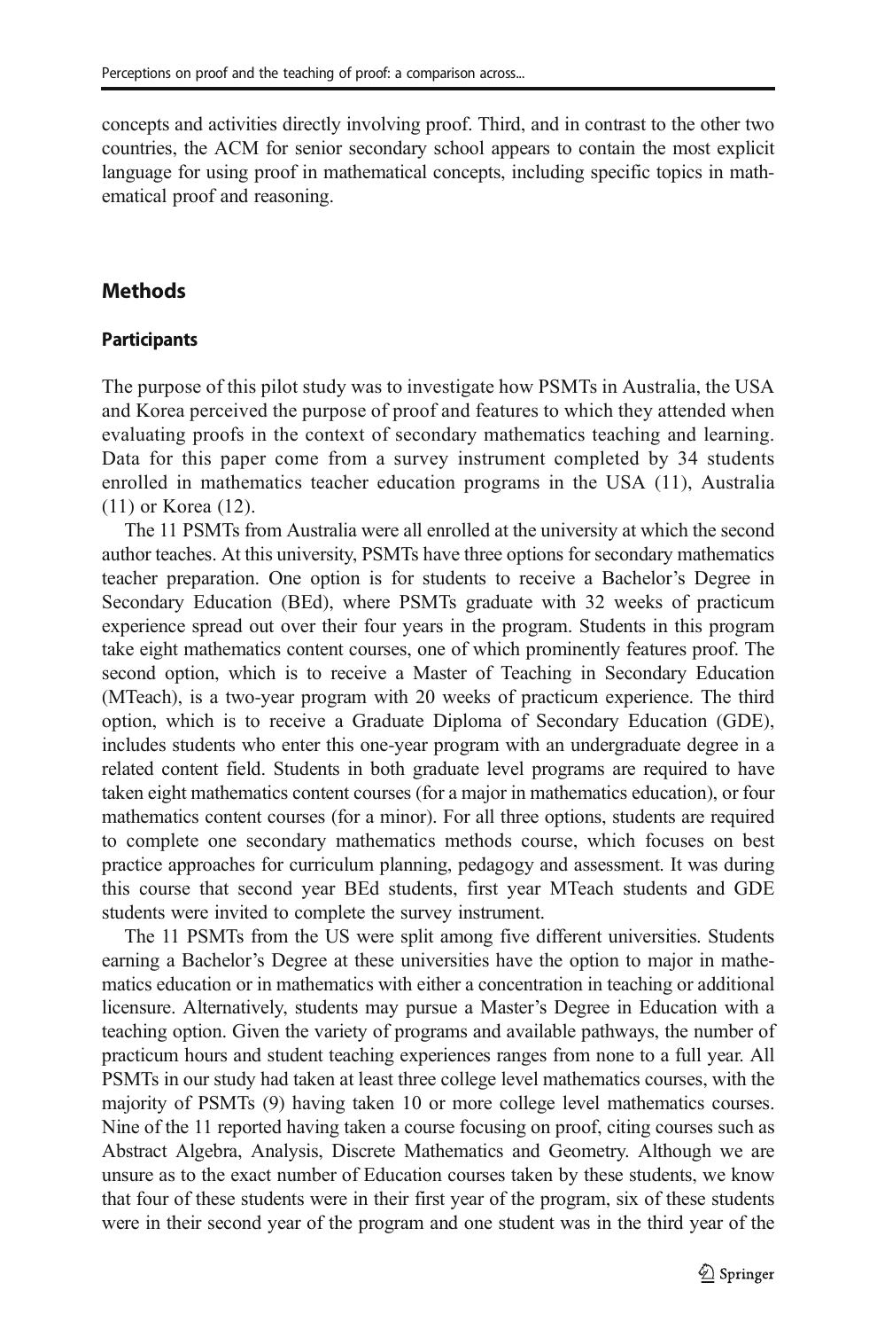concepts and activities directly involving proof. Third, and in contrast to the other two countries, the ACM for senior secondary school appears to contain the most explicit language for using proof in mathematical concepts, including specific topics in mathematical proof and reasoning.

## Methods

### Participants

The purpose of this pilot study was to investigate how PSMTs in Australia, the USA and Korea perceived the purpose of proof and features to which they attended when evaluating proofs in the context of secondary mathematics teaching and learning. Data for this paper come from a survey instrument completed by 34 students enrolled in mathematics teacher education programs in the USA (11), Australia (11) or Korea (12).

The 11 PSMTs from Australia were all enrolled at the university at which the second author teaches. At this university, PSMTs have three options for secondary mathematics teacher preparation. One option is for students to receive a Bachelor's Degree in Secondary Education (BEd), where PSMTs graduate with 32 weeks of practicum experience spread out over their four years in the program. Students in this program take eight mathematics content courses, one of which prominently features proof. The second option, which is to receive a Master of Teaching in Secondary Education (MTeach), is a two-year program with 20 weeks of practicum experience. The third option, which is to receive a Graduate Diploma of Secondary Education (GDE), includes students who enter this one-year program with an undergraduate degree in a related content field. Students in both graduate level programs are required to have taken eight mathematics content courses (for a major in mathematics education), or four mathematics content courses (for a minor). For all three options, students are required to complete one secondary mathematics methods course, which focuses on best practice approaches for curriculum planning, pedagogy and assessment. It was during this course that second year BEd students, first year MTeach students and GDE students were invited to complete the survey instrument.

The 11 PSMTs from the US were split among five different universities. Students earning a Bachelor's Degree at these universities have the option to major in mathematics education or in mathematics with either a concentration in teaching or additional licensure. Alternatively, students may pursue a Master's Degree in Education with a teaching option. Given the variety of programs and available pathways, the number of practicum hours and student teaching experiences ranges from none to a full year. All PSMTs in our study had taken at least three college level mathematics courses, with the majority of PSMTs (9) having taken 10 or more college level mathematics courses. Nine of the 11 reported having taken a course focusing on proof, citing courses such as Abstract Algebra, Analysis, Discrete Mathematics and Geometry. Although we are unsure as to the exact number of Education courses taken by these students, we know that four of these students were in their first year of the program, six of these students were in their second year of the program and one student was in the third year of the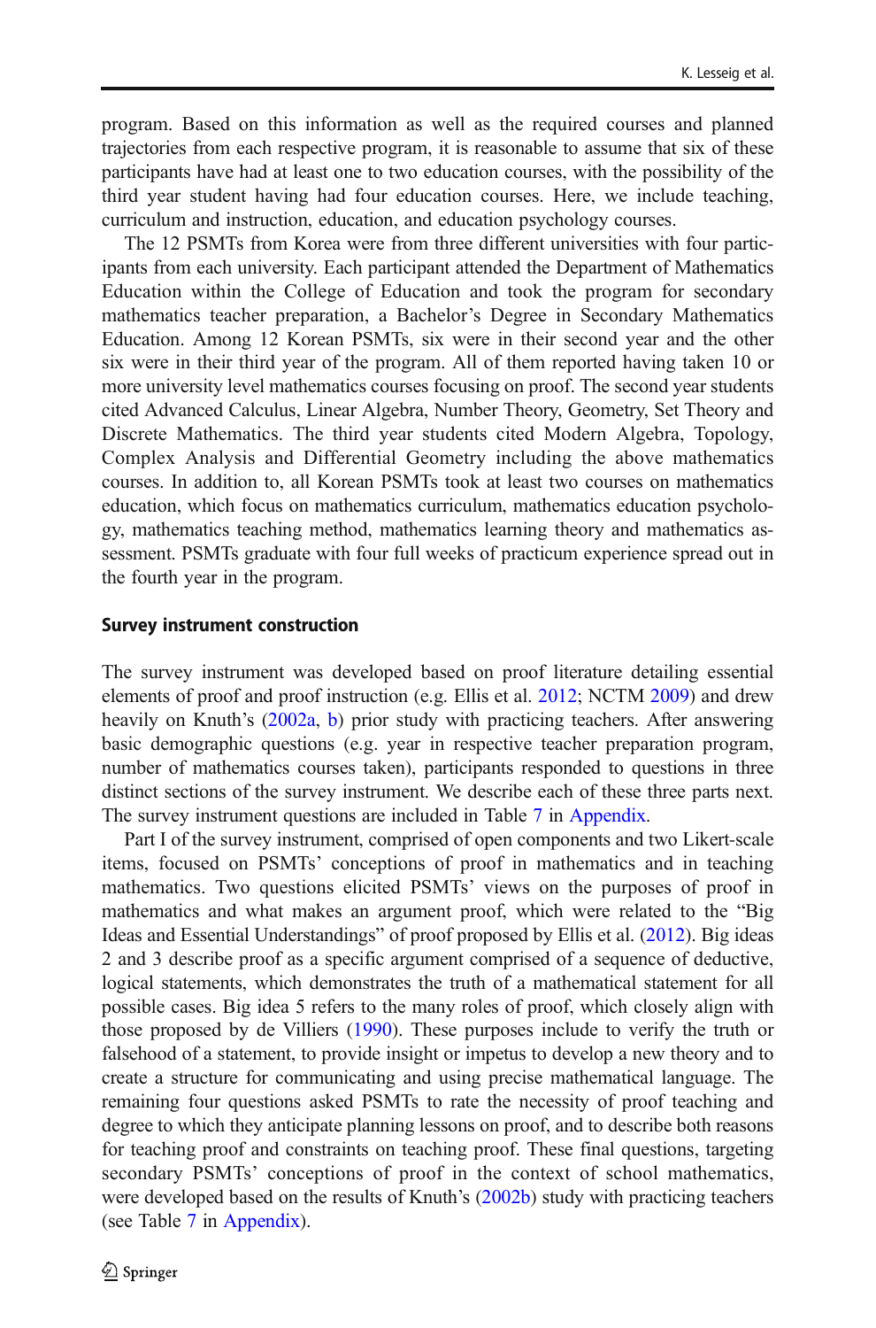program. Based on this information as well as the required courses and planned trajectories from each respective program, it is reasonable to assume that six of these participants have had at least one to two education courses, with the possibility of the third year student having had four education courses. Here, we include teaching, curriculum and instruction, education, and education psychology courses.

The 12 PSMTs from Korea were from three different universities with four participants from each university. Each participant attended the Department of Mathematics Education within the College of Education and took the program for secondary mathematics teacher preparation, a Bachelor's Degree in Secondary Mathematics Education. Among 12 Korean PSMTs, six were in their second year and the other six were in their third year of the program. All of them reported having taken 10 or more university level mathematics courses focusing on proof. The second year students cited Advanced Calculus, Linear Algebra, Number Theory, Geometry, Set Theory and Discrete Mathematics. The third year students cited Modern Algebra, Topology, Complex Analysis and Differential Geometry including the above mathematics courses. In addition to, all Korean PSMTs took at least two courses on mathematics education, which focus on mathematics curriculum, mathematics education psychology, mathematics teaching method, mathematics learning theory and mathematics assessment. PSMTs graduate with four full weeks of practicum experience spread out in the fourth year in the program.

### Survey instrument construction

The survey instrument was developed based on proof literature detailing essential elements of proof and proof instruction (e.g. Ellis et al. 2012; NCTM 2009) and drew heavily on Knuth's (2002a, b) prior study with practicing teachers. After answering basic demographic questions (e.g. year in respective teacher preparation program, number of mathematics courses taken), participants responded to questions in three distinct sections of the survey instrument. We describe each of these three parts next. The survey instrument questions are included in Table 7 in Appendix.

Part I of the survey instrument, comprised of open components and two Likert-scale items, focused on PSMTs' conceptions of proof in mathematics and in teaching mathematics. Two questions elicited PSMTs' views on the purposes of proof in mathematics and what makes an argument proof, which were related to the "Big Ideas and Essential Understandings" of proof proposed by Ellis et al. (2012). Big ideas 2 and 3 describe proof as a specific argument comprised of a sequence of deductive, logical statements, which demonstrates the truth of a mathematical statement for all possible cases. Big idea 5 refers to the many roles of proof, which closely align with those proposed by de Villiers (1990). These purposes include to verify the truth or falsehood of a statement, to provide insight or impetus to develop a new theory and to create a structure for communicating and using precise mathematical language. The remaining four questions asked PSMTs to rate the necessity of proof teaching and degree to which they anticipate planning lessons on proof, and to describe both reasons for teaching proof and constraints on teaching proof. These final questions, targeting secondary PSMTs' conceptions of proof in the context of school mathematics, were developed based on the results of Knuth's (2002b) study with practicing teachers (see Table 7 in Appendix).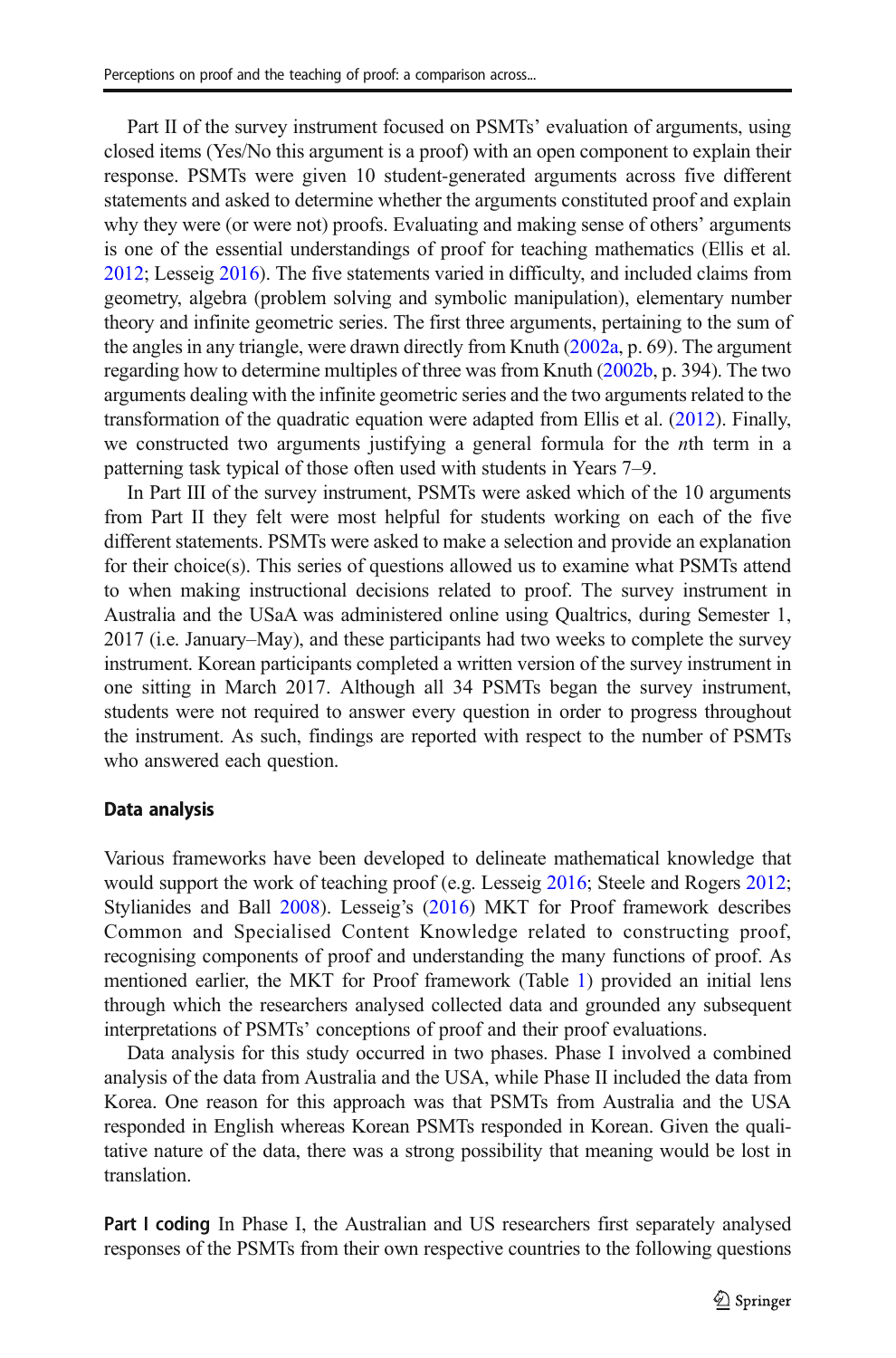Part II of the survey instrument focused on PSMTs' evaluation of arguments, using closed items (Yes/No this argument is a proof) with an open component to explain their response. PSMTs were given 10 student-generated arguments across five different statements and asked to determine whether the arguments constituted proof and explain why they were (or were not) proofs. Evaluating and making sense of others' arguments is one of the essential understandings of proof for teaching mathematics (Ellis et al. 2012; Lesseig 2016). The five statements varied in difficulty, and included claims from geometry, algebra (problem solving and symbolic manipulation), elementary number theory and infinite geometric series. The first three arguments, pertaining to the sum of the angles in any triangle, were drawn directly from Knuth (2002a, p. 69). The argument regarding how to determine multiples of three was from Knuth (2002b, p. 394). The two arguments dealing with the infinite geometric series and the two arguments related to the transformation of the quadratic equation were adapted from Ellis et al. (2012). Finally, we constructed two arguments justifying a general formula for the $n$th term in a patterning task typical of those often used with students in Years 7–9.

In Part III of the survey instrument, PSMTs were asked which of the 10 arguments from Part II they felt were most helpful for students working on each of the five different statements. PSMTs were asked to make a selection and provide an explanation for their choice(s). This series of questions allowed us to examine what PSMTs attend to when making instructional decisions related to proof. The survey instrument in Australia and the USaA was administered online using Qualtrics, during Semester 1, 2017 (i.e. January–May), and these participants had two weeks to complete the survey instrument. Korean participants completed a written version of the survey instrument in one sitting in March 2017. Although all 34 PSMTs began the survey instrument, students were not required to answer every question in order to progress throughout the instrument. As such, findings are reported with respect to the number of PSMTs who answered each question.

### Data analysis

Various frameworks have been developed to delineate mathematical knowledge that would support the work of teaching proof (e.g. Lesseig 2016; Steele and Rogers 2012; Stylianides and Ball 2008). Lesseig's (2016) MKT for Proof framework describes Common and Specialised Content Knowledge related to constructing proof, recognising components of proof and understanding the many functions of proof. As mentioned earlier, the MKT for Proof framework (Table 1) provided an initial lens through which the researchers analysed collected data and grounded any subsequent interpretations of PSMTs' conceptions of proof and their proof evaluations.

Data analysis for this study occurred in two phases. Phase I involved a combined analysis of the data from Australia and the USA, while Phase II included the data from Korea. One reason for this approach was that PSMTs from Australia and the USA responded in English whereas Korean PSMTs responded in Korean. Given the qualitative nature of the data, there was a strong possibility that meaning would be lost in translation.

**Part I coding** In Phase I, the Australian and US researchers first separately analysed responses of the PSMTs from their own respective countries to the following questions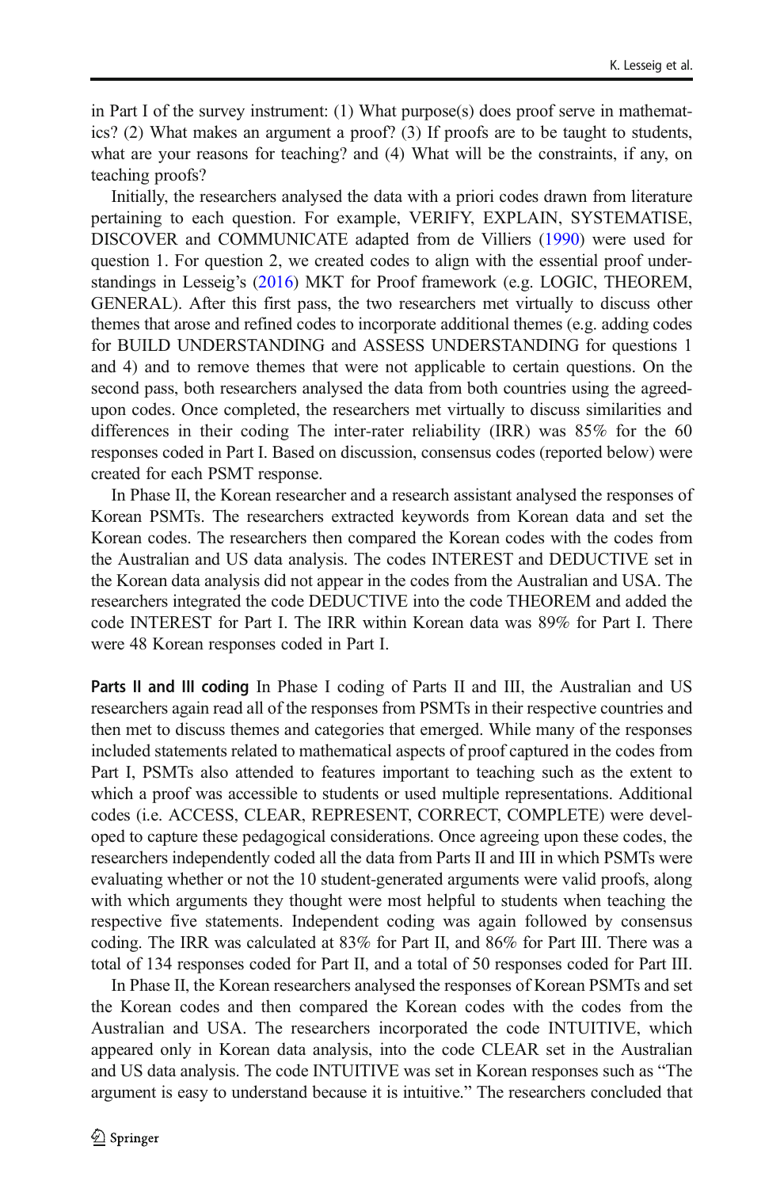in Part I of the survey instrument: (1) What purpose(s) does proof serve in mathematics? (2) What makes an argument a proof? (3) If proofs are to be taught to students, what are your reasons for teaching? and (4) What will be the constraints, if any, on teaching proofs?

Initially, the researchers analysed the data with a priori codes drawn from literature pertaining to each question. For example, VERIFY, EXPLAIN, SYSTEMATISE, DISCOVER and COMMUNICATE adapted from de Villiers (1990) were used for question 1. For question 2, we created codes to align with the essential proof understandings in Lesseig's (2016) MKT for Proof framework (e.g. LOGIC, THEOREM, GENERAL). After this first pass, the two researchers met virtually to discuss other themes that arose and refined codes to incorporate additional themes (e.g. adding codes for BUILD UNDERSTANDING and ASSESS UNDERSTANDING for questions 1 and 4) and to remove themes that were not applicable to certain questions. On the second pass, both researchers analysed the data from both countries using the agreed-upon codes. Once completed, the researchers met virtually to discuss similarities and differences in their coding The inter-rater reliability (IRR) was 85% for the 60 responses coded in Part I. Based on discussion, consensus codes (reported below) were created for each PSMT response.

In Phase II, the Korean researcher and a research assistant analysed the responses of Korean PSMTs. The researchers extracted keywords from Korean data and set the Korean codes. The researchers then compared the Korean codes with the codes from the Australian and US data analysis. The codes INTEREST and DEDUCTIVE set in the Korean data analysis did not appear in the codes from the Australian and USA. The researchers integrated the code DEDUCTIVE into the code THEOREM and added the code INTEREST for Part I. The IRR within Korean data was 89% for Part I. There were 48 Korean responses coded in Part I.

**Parts II and III coding** In Phase I coding of Parts II and III, the Australian and US researchers again read all of the responses from PSMTs in their respective countries and then met to discuss themes and categories that emerged. While many of the responses included statements related to mathematical aspects of proof captured in the codes from Part I, PSMTs also attended to features important to teaching such as the extent to which a proof was accessible to students or used multiple representations. Additional codes (i.e. ACCESS, CLEAR, REPRESENT, CORRECT, COMPLETE) were developed to capture these pedagogical considerations. Once agreeing upon these codes, the researchers independently coded all the data from Parts II and III in which PSMTs were evaluating whether or not the 10 student-generated arguments were valid proofs, along with which arguments they thought were most helpful to students when teaching the respective five statements. Independent coding was again followed by consensus coding. The IRR was calculated at 83% for Part II, and 86% for Part III. There was a total of 134 responses coded for Part II, and a total of 50 responses coded for Part III.

In Phase II, the Korean researchers analysed the responses of Korean PSMTs and set the Korean codes and then compared the Korean codes with the codes from the Australian and USA. The researchers incorporated the code INTUITIVE, which appeared only in Korean data analysis, into the code CLEAR set in the Australian and US data analysis. The code INTUITIVE was set in Korean responses such as "The argument is easy to understand because it is intuitive." The researchers concluded that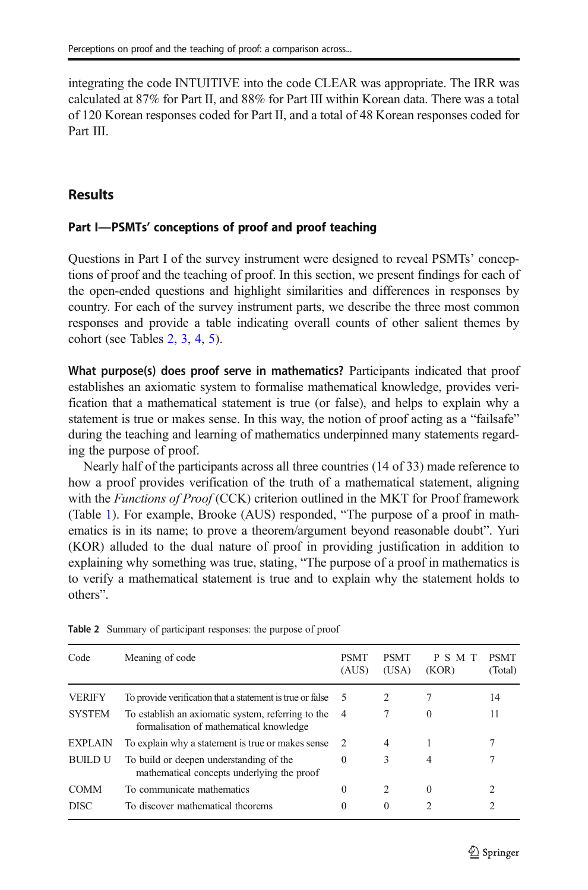integrating the code INTUITIVE into the code CLEAR was appropriate. The IRR was calculated at 87% for Part II, and 88% for Part III within Korean data. There was a total of 120 Korean responses coded for Part II, and a total of 48 Korean responses coded for Part III.

## Results

### Part I—PSMTs' conceptions of proof and proof teaching

Questions in Part I of the survey instrument were designed to reveal PSMTs' conceptions of proof and the teaching of proof. In this section, we present findings for each of the open-ended questions and highlight similarities and differences in responses by country. For each of the survey instrument parts, we describe the three most common responses and provide a table indicating overall counts of other salient themes by cohort (see Tables 2, 3, 4, 5).

**What purpose(s) does proof serve in mathematics?** Participants indicated that proof establishes an axiomatic system to formalise mathematical knowledge, provides verification that a mathematical statement is true (or false), and helps to explain why a statement is true or makes sense. In this way, the notion of proof acting as a "failsafe" during the teaching and learning of mathematics underpinned many statements regarding the purpose of proof.

Nearly half of the participants across all three countries (14 of 33) made reference to how a proof provides verification of the truth of a mathematical statement, aligning with the *Functions of Proof* (CCK) criterion outlined in the MKT for Proof framework (Table 1). For example, Brooke (AUS) responded, "The purpose of a proof in mathematics is in its name; to prove a theorem/argument beyond reasonable doubt". Yuri (KOR) alluded to the dual nature of proof in providing justification in addition to explaining why something was true, stating, "The purpose of a proof in mathematics is to verify a mathematical statement is true and to explain why the statement holds to others".

**Table 2** Summary of participant responses: the purpose of proof

| Code | Meaning of code | PSMT (AUS) | PSMT (USA) | PSMT (KOR) | PSMT (Total) |
|---|---|---|---|---|---|
| VERIFY | To provide verification that a statement is true or false | 5 | 2 | 7 | 14 |
| SYSTEM | To establish an axiomatic system, referring to the formalisation of mathematical knowledge | 4 | 7 | 0 | 11 |
| EXPLAIN | To explain why a statement is true or makes sense | 2 | 4 | 1 | 7 |
| BUILD U | To build or deepen understanding of the mathematical concepts underlying the proof | 0 | 3 | 4 | 7 |
| COMM | To communicate mathematics | 0 | 2 | 0 | 2 |
| DISC | To discover mathematical theorems | 0 | 0 | 2 | 2 |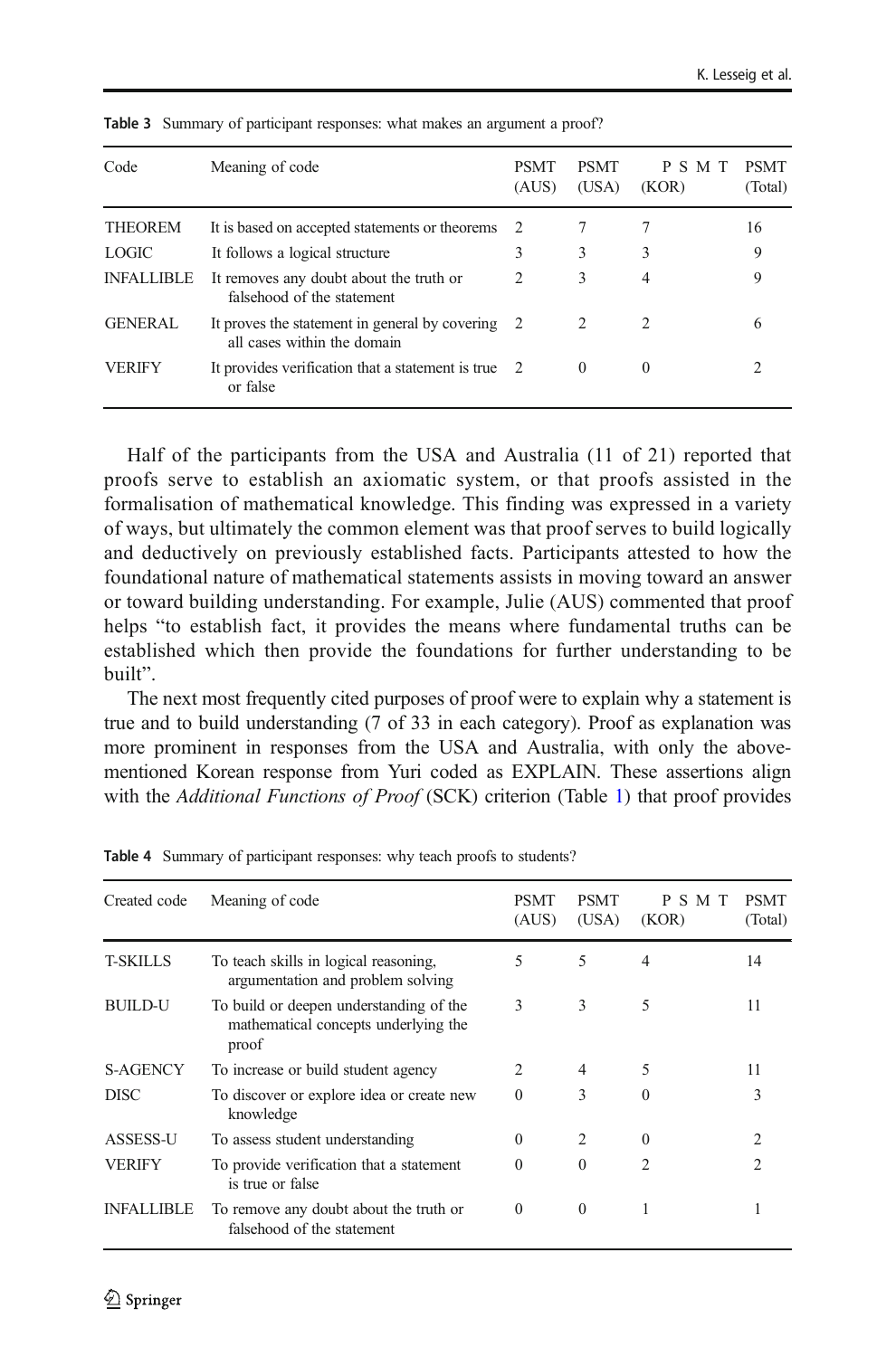**Table 3** Summary of participant responses: what makes an argument a proof?

| Code | Meaning of code | PSMT (AUS) | PSMT (USA) | PSMT (KOR) | PSMT (Total) |
|---|---|---|---|---|---|
| THEOREM | It is based on accepted statements or theorems | 2 | 7 | 7 | 16 |
| LOGIC | It follows a logical structure | 3 | 3 | 3 | 9 |
| INFALLIBLE | It removes any doubt about the truth or falsehood of the statement | 2 | 3 | 4 | 9 |
| GENERAL | It proves the statement in general by covering all cases within the domain | 2 | 2 | 2 | 6 |
| VERIFY | It provides verification that a statement is true or false | 2 | 0 | 0 | 2 |

Half of the participants from the USA and Australia (11 of 21) reported that proofs serve to establish an axiomatic system, or that proofs assisted in the formalisation of mathematical knowledge. This finding was expressed in a variety of ways, but ultimately the common element was that proof serves to build logically and deductively on previously established facts. Participants attested to how the foundational nature of mathematical statements assists in moving toward an answer or toward building understanding. For example, Julie (AUS) commented that proof helps "to establish fact, it provides the means where fundamental truths can be established which then provide the foundations for further understanding to be built".

The next most frequently cited purposes of proof were to explain why a statement is true and to build understanding (7 of 33 in each category). Proof as explanation was more prominent in responses from the USA and Australia, with only the above-mentioned Korean response from Yuri coded as EXPLAIN. These assertions align with the *Additional Functions of Proof* (SCK) criterion (Table 1) that proof provides

**Table 4** Summary of participant responses: why teach proofs to students?

| Created code | Meaning of code | PSMT (AUS) | PSMT (USA) | PSMT (KOR) | PSMT (Total) |
|---|---|---|---|---|---|
| T-SKILLS | To teach skills in logical reasoning, argumentation and problem solving | 5 | 5 | 4 | 14 |
| BUILD-U | To build or deepen understanding of the mathematical concepts underlying the proof | 3 | 3 | 5 | 11 |
| S-AGENCY | To increase or build student agency | 2 | 4 | 5 | 11 |
| DISC | To discover or explore idea or create new knowledge | 0 | 3 | 0 | 3 |
| ASSESS-U | To assess student understanding | 0 | 2 | 0 | 2 |
| VERIFY | To provide verification that a statement is true or false | 0 | 0 | 2 | 2 |
| INFALLIBLE | To remove any doubt about the truth or falsehood of the statement | 0 | 0 | 1 | 1 |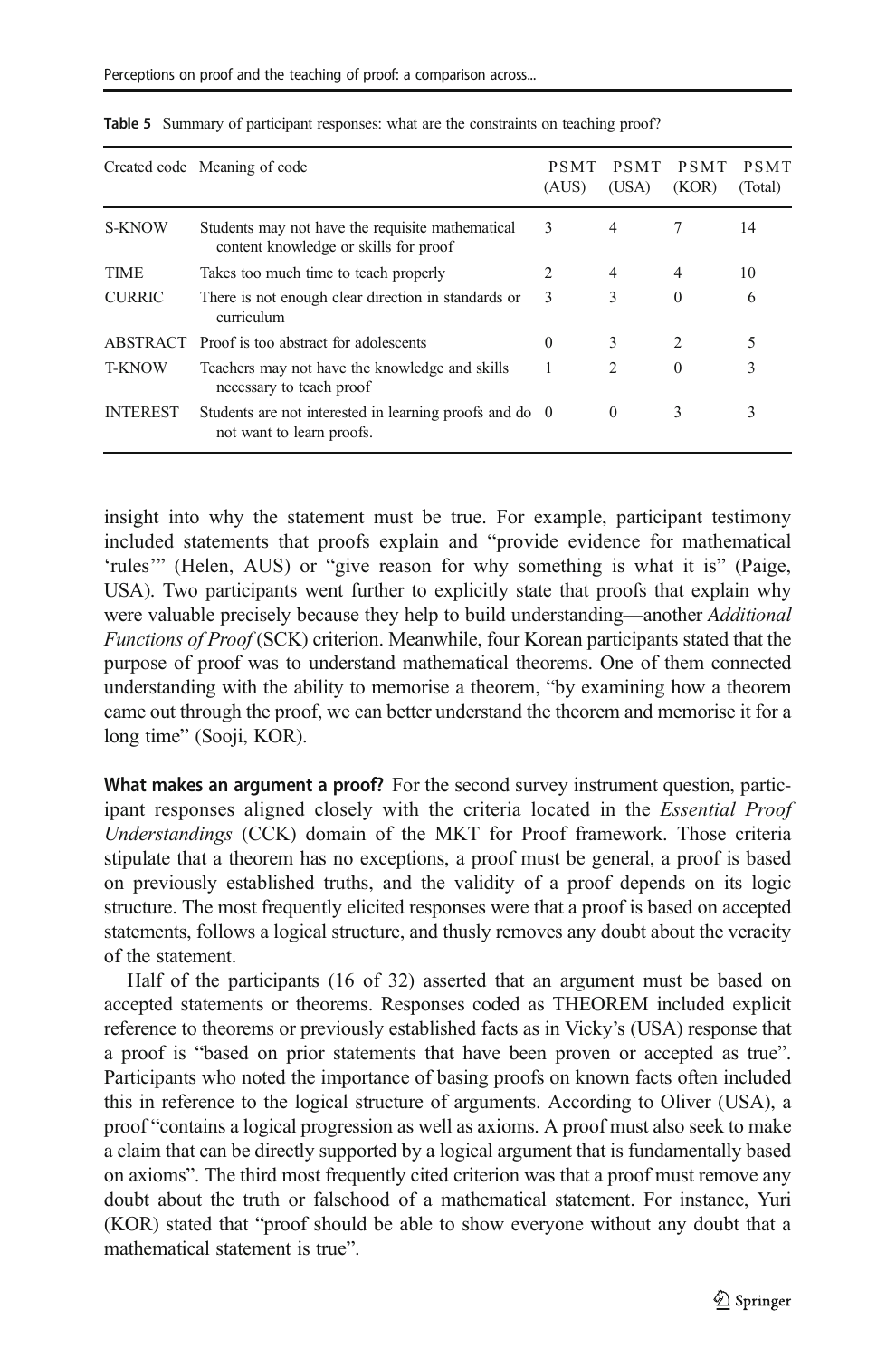Table 5 Summary of participant responses: what are the constraints on teaching proof?

| Created code | Meaning of code | PSMT (AUS) | PSMT (USA) | PSMT (KOR) | PSMT (Total) |
|---|---|---|---|---|---|
| S-KNOW | Students may not have the requisite mathematical content knowledge or skills for proof | 3 | 4 | 7 | 14 |
| TIME | Takes too much time to teach properly | 2 | 4 | 4 | 10 |
| CURRIC | There is not enough clear direction in standards or curriculum | 3 | 3 | 0 | 6 |
| ABSTRACT | Proof is too abstract for adolescents | 0 | 3 | 2 | 5 |
| T-KNOW | Teachers may not have the knowledge and skills necessary to teach proof | 1 | 2 | 0 | 3 |
| INTEREST | Students are not interested in learning proofs and do not want to learn proofs. | 0 | 0 | 3 | 3 |

insight into why the statement must be true. For example, participant testimony included statements that proofs explain and "provide evidence for mathematical 'rules'" (Helen, AUS) or "give reason for why something is what it is" (Paige, USA). Two participants went further to explicitly state that proofs that explain why were valuable precisely because they help to build understanding—another *Additional Functions of Proof* (SCK) criterion. Meanwhile, four Korean participants stated that the purpose of proof was to understand mathematical theorems. One of them connected understanding with the ability to memorise a theorem, "by examining how a theorem came out through the proof, we can better understand the theorem and memorise it for a long time" (Sooji, KOR).

**What makes an argument a proof?** For the second survey instrument question, participant responses aligned closely with the criteria located in the *Essential Proof Understandings* (CCK) domain of the MKT for Proof framework. Those criteria stipulate that a theorem has no exceptions, a proof must be general, a proof is based on previously established truths, and the validity of a proof depends on its logic structure. The most frequently elicited responses were that a proof is based on accepted statements, follows a logical structure, and thusly removes any doubt about the veracity of the statement.

Half of the participants (16 of 32) asserted that an argument must be based on accepted statements or theorems. Responses coded as THEOREM included explicit reference to theorems or previously established facts as in Vicky's (USA) response that a proof is "based on prior statements that have been proven or accepted as true". Participants who noted the importance of basing proofs on known facts often included this in reference to the logical structure of arguments. According to Oliver (USA), a proof "contains a logical progression as well as axioms. A proof must also seek to make a claim that can be directly supported by a logical argument that is fundamentally based on axioms". The third most frequently cited criterion was that a proof must remove any doubt about the truth or falsehood of a mathematical statement. For instance, Yuri (KOR) stated that "proof should be able to show everyone without any doubt that a mathematical statement is true".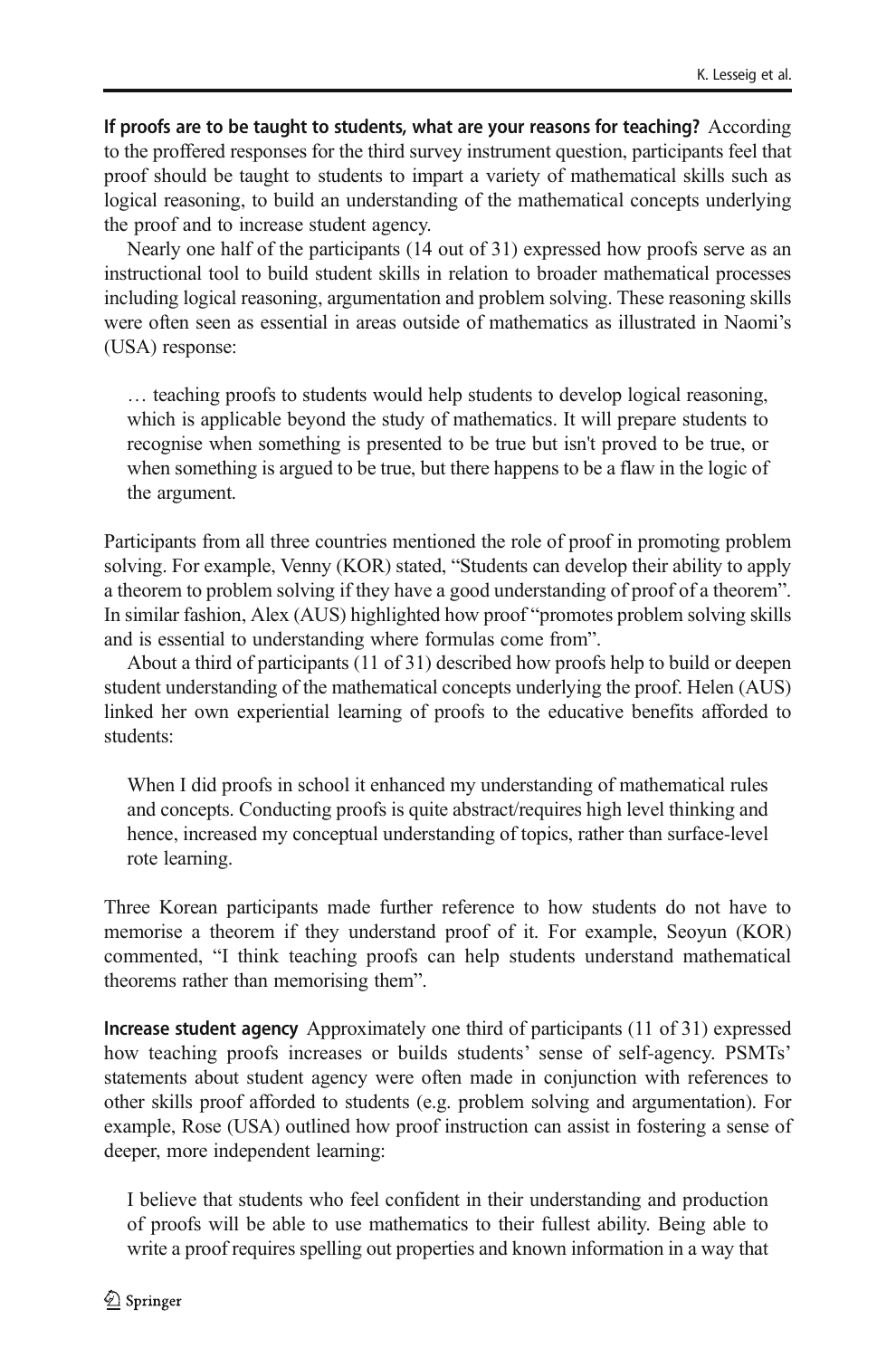**If proofs are to be taught to students, what are your reasons for teaching?** According to the proffered responses for the third survey instrument question, participants feel that proof should be taught to students to impart a variety of mathematical skills such as logical reasoning, to build an understanding of the mathematical concepts underlying the proof and to increase student agency.

Nearly one half of the participants (14 out of 31) expressed how proofs serve as an instructional tool to build student skills in relation to broader mathematical processes including logical reasoning, argumentation and problem solving. These reasoning skills were often seen as essential in areas outside of mathematics as illustrated in Naomi's (USA) response:

> … teaching proofs to students would help students to develop logical reasoning, which is applicable beyond the study of mathematics. It will prepare students to recognise when something is presented to be true but isn't proved to be true, or when something is argued to be true, but there happens to be a flaw in the logic of the argument.

Participants from all three countries mentioned the role of proof in promoting problem solving. For example, Venny (KOR) stated, "Students can develop their ability to apply a theorem to problem solving if they have a good understanding of proof of a theorem". In similar fashion, Alex (AUS) highlighted how proof "promotes problem solving skills and is essential to understanding where formulas come from".

About a third of participants (11 of 31) described how proofs help to build or deepen student understanding of the mathematical concepts underlying the proof. Helen (AUS) linked her own experiential learning of proofs to the educative benefits afforded to students:

> When I did proofs in school it enhanced my understanding of mathematical rules and concepts. Conducting proofs is quite abstract/requires high level thinking and hence, increased my conceptual understanding of topics, rather than surface-level rote learning.

Three Korean participants made further reference to how students do not have to memorise a theorem if they understand proof of it. For example, Seoyun (KOR) commented, "I think teaching proofs can help students understand mathematical theorems rather than memorising them".

**Increase student agency** Approximately one third of participants (11 of 31) expressed how teaching proofs increases or builds students' sense of self-agency. PSMTs' statements about student agency were often made in conjunction with references to other skills proof afforded to students (e.g. problem solving and argumentation). For example, Rose (USA) outlined how proof instruction can assist in fostering a sense of deeper, more independent learning:

> I believe that students who feel confident in their understanding and production of proofs will be able to use mathematics to their fullest ability. Being able to write a proof requires spelling out properties and known information in a way that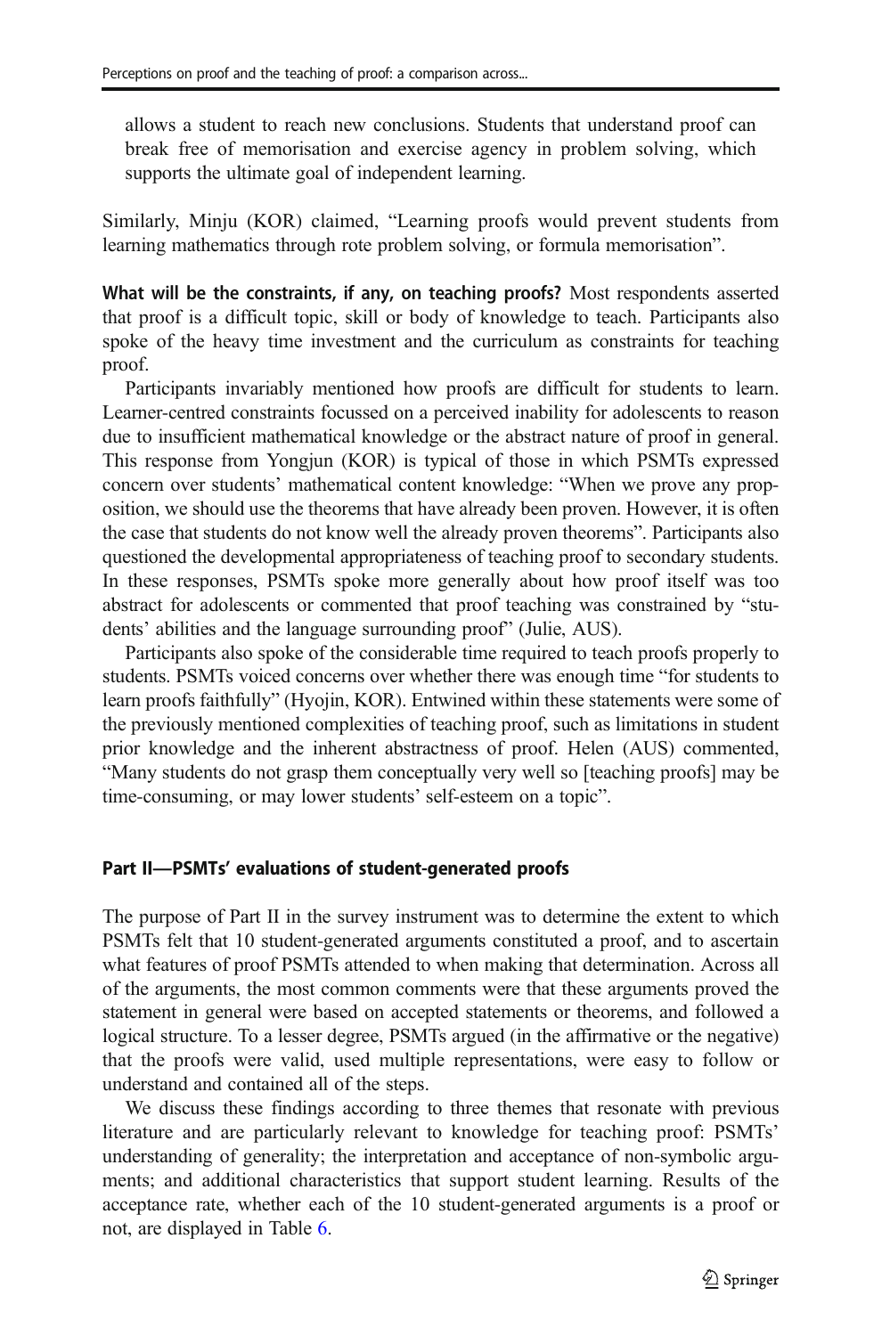allows a student to reach new conclusions. Students that understand proof can break free of memorisation and exercise agency in problem solving, which supports the ultimate goal of independent learning.

Similarly, Minju (KOR) claimed, "Learning proofs would prevent students from learning mathematics through rote problem solving, or formula memorisation".

**What will be the constraints, if any, on teaching proofs?** Most respondents asserted that proof is a difficult topic, skill or body of knowledge to teach. Participants also spoke of the heavy time investment and the curriculum as constraints for teaching proof.

Participants invariably mentioned how proofs are difficult for students to learn. Learner-centred constraints focussed on a perceived inability for adolescents to reason due to insufficient mathematical knowledge or the abstract nature of proof in general. This response from Yongjun (KOR) is typical of those in which PSMTs expressed concern over students' mathematical content knowledge: "When we prove any proposition, we should use the theorems that have already been proven. However, it is often the case that students do not know well the already proven theorems". Participants also questioned the developmental appropriateness of teaching proof to secondary students. In these responses, PSMTs spoke more generally about how proof itself was too abstract for adolescents or commented that proof teaching was constrained by "students' abilities and the language surrounding proof" (Julie, AUS).

Participants also spoke of the considerable time required to teach proofs properly to students. PSMTs voiced concerns over whether there was enough time "for students to learn proofs faithfully" (Hyojin, KOR). Entwined within these statements were some of the previously mentioned complexities of teaching proof, such as limitations in student prior knowledge and the inherent abstractness of proof. Helen (AUS) commented, "Many students do not grasp them conceptually very well so [teaching proofs] may be time-consuming, or may lower students' self-esteem on a topic".

### Part II—PSMTs' evaluations of student-generated proofs

The purpose of Part II in the survey instrument was to determine the extent to which PSMTs felt that 10 student-generated arguments constituted a proof, and to ascertain what features of proof PSMTs attended to when making that determination. Across all of the arguments, the most common comments were that these arguments proved the statement in general were based on accepted statements or theorems, and followed a logical structure. To a lesser degree, PSMTs argued (in the affirmative or the negative) that the proofs were valid, used multiple representations, were easy to follow or understand and contained all of the steps.

We discuss these findings according to three themes that resonate with previous literature and are particularly relevant to knowledge for teaching proof: PSMTs' understanding of generality; the interpretation and acceptance of non-symbolic arguments; and additional characteristics that support student learning. Results of the acceptance rate, whether each of the 10 student-generated arguments is a proof or not, are displayed in Table 6.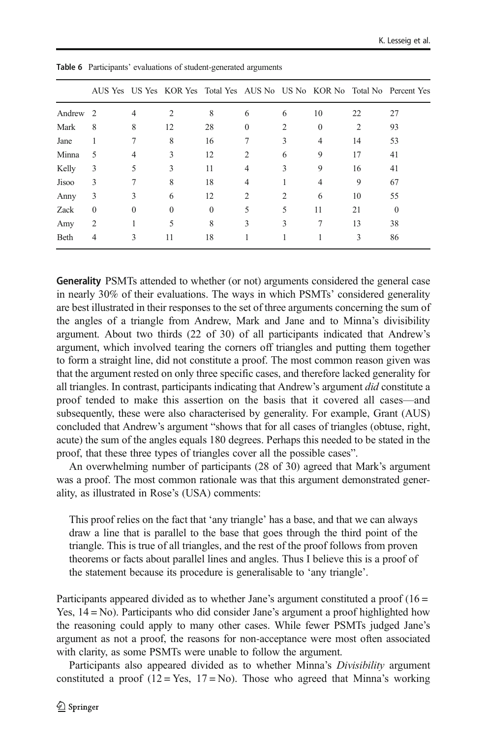**Table 6** Participants' evaluations of student-generated arguments

| | AUS Yes | US Yes | KOR Yes | Total Yes | AUS No | US No | KOR No | Total No | Percent Yes |
|---|---|---|---|---|---|---|---|---|---|
| Andrew | 2 | 4 | 2 | 8 | 6 | 6 | 10 | 22 | 27 |
| Mark | 8 | 8 | 12 | 28 | 0 | 2 | 0 | 2 | 93 |
| Jane | 1 | 7 | 8 | 16 | 7 | 3 | 4 | 14 | 53 |
| Minna | 5 | 4 | 3 | 12 | 2 | 6 | 9 | 17 | 41 |
| Kelly | 3 | 5 | 3 | 11 | 4 | 3 | 9 | 16 | 41 |
| Jisoo | 3 | 7 | 8 | 18 | 4 | 1 | 4 | 9 | 67 |
| Anny | 3 | 3 | 6 | 12 | 2 | 2 | 6 | 10 | 55 |
| Zack | 0 | 0 | 0 | 0 | 5 | 5 | 11 | 21 | 0 |
| Amy | 2 | 1 | 5 | 8 | 3 | 3 | 7 | 13 | 38 |
| Beth | 4 | 3 | 11 | 18 | 1 | 1 | 1 | 3 | 86 |

**Generality** PSMTs attended to whether (or not) arguments considered the general case in nearly 30% of their evaluations. The ways in which PSMTs' considered generality are best illustrated in their responses to the set of three arguments concerning the sum of the angles of a triangle from Andrew, Mark and Jane and to Minna's divisibility argument. About two thirds (22 of 30) of all participants indicated that Andrew's argument, which involved tearing the corners off triangles and putting them together to form a straight line, did not constitute a proof. The most common reason given was that the argument rested on only three specific cases, and therefore lacked generality for all triangles. In contrast, participants indicating that Andrew's argument *did* constitute a proof tended to make this assertion on the basis that it covered all cases—and subsequently, these were also characterised by generality. For example, Grant (AUS) concluded that Andrew's argument "shows that for all cases of triangles (obtuse, right, acute) the sum of the angles equals 180 degrees. Perhaps this needed to be stated in the proof, that these three types of triangles cover all the possible cases".

An overwhelming number of participants (28 of 30) agreed that Mark's argument was a proof. The most common rationale was that this argument demonstrated generality, as illustrated in Rose's (USA) comments:

> This proof relies on the fact that 'any triangle' has a base, and that we can always draw a line that is parallel to the base that goes through the third point of the triangle. This is true of all triangles, and the rest of the proof follows from proven theorems or facts about parallel lines and angles. Thus I believe this is a proof of the statement because its procedure is generalisable to 'any triangle'.

Participants appeared divided as to whether Jane's argument constituted a proof (16 = Yes, 14 = No). Participants who did consider Jane's argument a proof highlighted how the reasoning could apply to many other cases. While fewer PSMTs judged Jane's argument as not a proof, the reasons for non-acceptance were most often associated with clarity, as some PSMTs were unable to follow the argument.

Participants also appeared divided as to whether Minna's *Divisibility* argument constituted a proof (12 = Yes, 17 = No). Those who agreed that Minna's working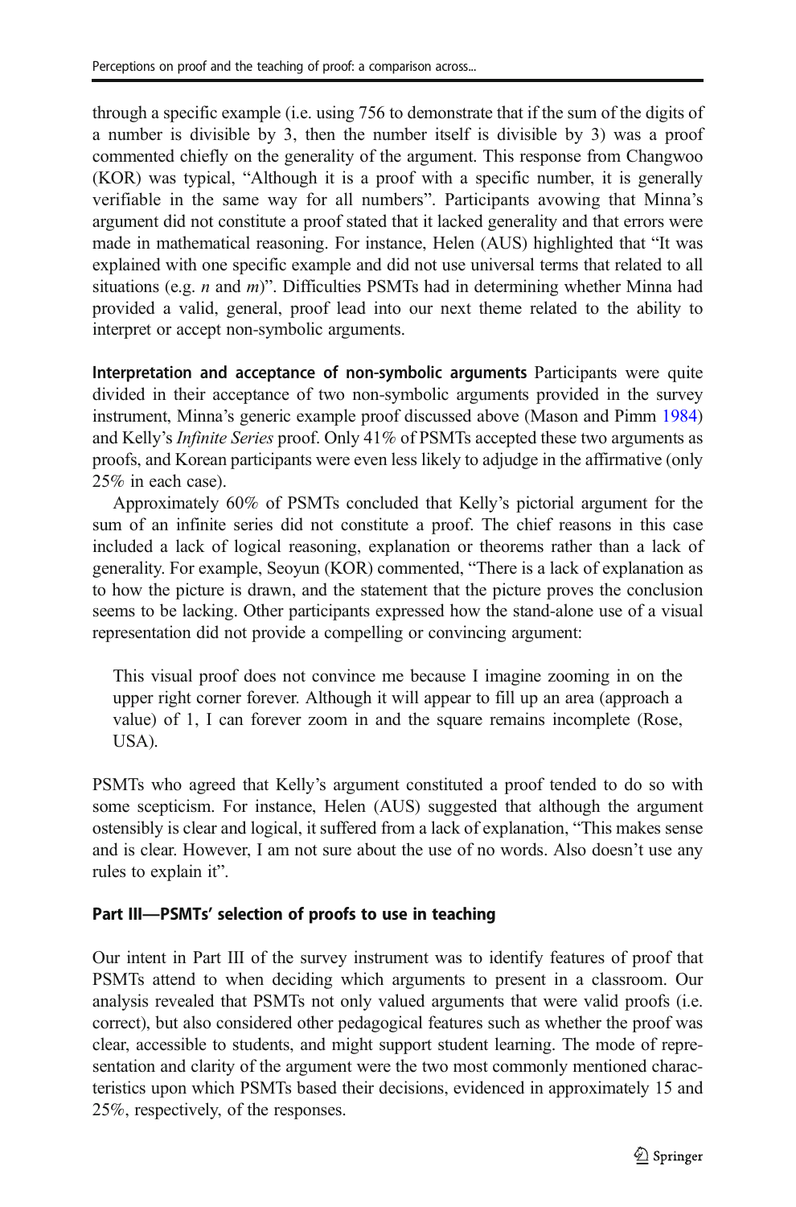through a specific example (i.e. using 756 to demonstrate that if the sum of the digits of a number is divisible by 3, then the number itself is divisible by 3) was a proof commented chiefly on the generality of the argument. This response from Changwoo (KOR) was typical, "Although it is a proof with a specific number, it is generally verifiable in the same way for all numbers". Participants avowing that Minna's argument did not constitute a proof stated that it lacked generality and that errors were made in mathematical reasoning. For instance, Helen (AUS) highlighted that "It was explained with one specific example and did not use universal terms that related to all situations (e.g. $n$ and $m$)". Difficulties PSMTs had in determining whether Minna had provided a valid, general, proof lead into our next theme related to the ability to interpret or accept non-symbolic arguments.

**Interpretation and acceptance of non-symbolic arguments** Participants were quite divided in their acceptance of two non-symbolic arguments provided in the survey instrument, Minna's generic example proof discussed above (Mason and Pimm 1984) and Kelly's *Infinite Series* proof. Only 41% of PSMTs accepted these two arguments as proofs, and Korean participants were even less likely to adjudge in the affirmative (only 25% in each case).

Approximately 60% of PSMTs concluded that Kelly's pictorial argument for the sum of an infinite series did not constitute a proof. The chief reasons in this case included a lack of logical reasoning, explanation or theorems rather than a lack of generality. For example, Seoyun (KOR) commented, "There is a lack of explanation as to how the picture is drawn, and the statement that the picture proves the conclusion seems to be lacking. Other participants expressed how the stand-alone use of a visual representation did not provide a compelling or convincing argument:

> This visual proof does not convince me because I imagine zooming in on the upper right corner forever. Although it will appear to fill up an area (approach a value) of 1, I can forever zoom in and the square remains incomplete (Rose, USA).

PSMTs who agreed that Kelly's argument constituted a proof tended to do so with some scepticism. For instance, Helen (AUS) suggested that although the argument ostensibly is clear and logical, it suffered from a lack of explanation, "This makes sense and is clear. However, I am not sure about the use of no words. Also doesn't use any rules to explain it".

### Part III—PSMTs' selection of proofs to use in teaching

Our intent in Part III of the survey instrument was to identify features of proof that PSMTs attend to when deciding which arguments to present in a classroom. Our analysis revealed that PSMTs not only valued arguments that were valid proofs (i.e. correct), but also considered other pedagogical features such as whether the proof was clear, accessible to students, and might support student learning. The mode of representation and clarity of the argument were the two most commonly mentioned characteristics upon which PSMTs based their decisions, evidenced in approximately 15 and 25%, respectively, of the responses.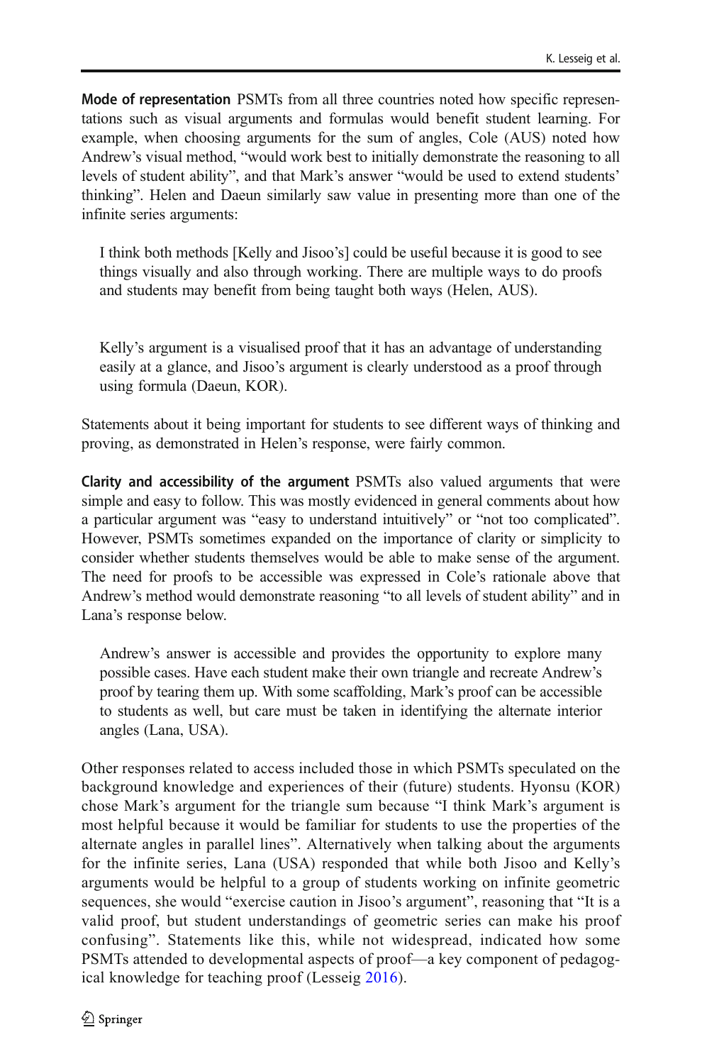**Mode of representation** PSMTs from all three countries noted how specific representations such as visual arguments and formulas would benefit student learning. For example, when choosing arguments for the sum of angles, Cole (AUS) noted how Andrew's visual method, "would work best to initially demonstrate the reasoning to all levels of student ability", and that Mark's answer "would be used to extend students' thinking". Helen and Daeun similarly saw value in presenting more than one of the infinite series arguments:

> I think both methods [Kelly and Jisoo's] could be useful because it is good to see things visually and also through working. There are multiple ways to do proofs and students may benefit from being taught both ways (Helen, AUS).

> Kelly's argument is a visualised proof that it has an advantage of understanding easily at a glance, and Jisoo's argument is clearly understood as a proof through using formula (Daeun, KOR).

Statements about it being important for students to see different ways of thinking and proving, as demonstrated in Helen's response, were fairly common.

**Clarity and accessibility of the argument** PSMTs also valued arguments that were simple and easy to follow. This was mostly evidenced in general comments about how a particular argument was "easy to understand intuitively" or "not too complicated". However, PSMTs sometimes expanded on the importance of clarity or simplicity to consider whether students themselves would be able to make sense of the argument. The need for proofs to be accessible was expressed in Cole's rationale above that Andrew's method would demonstrate reasoning "to all levels of student ability" and in Lana's response below.

> Andrew's answer is accessible and provides the opportunity to explore many possible cases. Have each student make their own triangle and recreate Andrew's proof by tearing them up. With some scaffolding, Mark's proof can be accessible to students as well, but care must be taken in identifying the alternate interior angles (Lana, USA).

Other responses related to access included those in which PSMTs speculated on the background knowledge and experiences of their (future) students. Hyonsu (KOR) chose Mark's argument for the triangle sum because "I think Mark's argument is most helpful because it would be familiar for students to use the properties of the alternate angles in parallel lines". Alternatively when talking about the arguments for the infinite series, Lana (USA) responded that while both Jisoo and Kelly's arguments would be helpful to a group of students working on infinite geometric sequences, she would "exercise caution in Jisoo's argument", reasoning that "It is a valid proof, but student understandings of geometric series can make his proof confusing". Statements like this, while not widespread, indicated how some PSMTs attended to developmental aspects of proof—a key component of pedagogical knowledge for teaching proof (Lesseig 2016).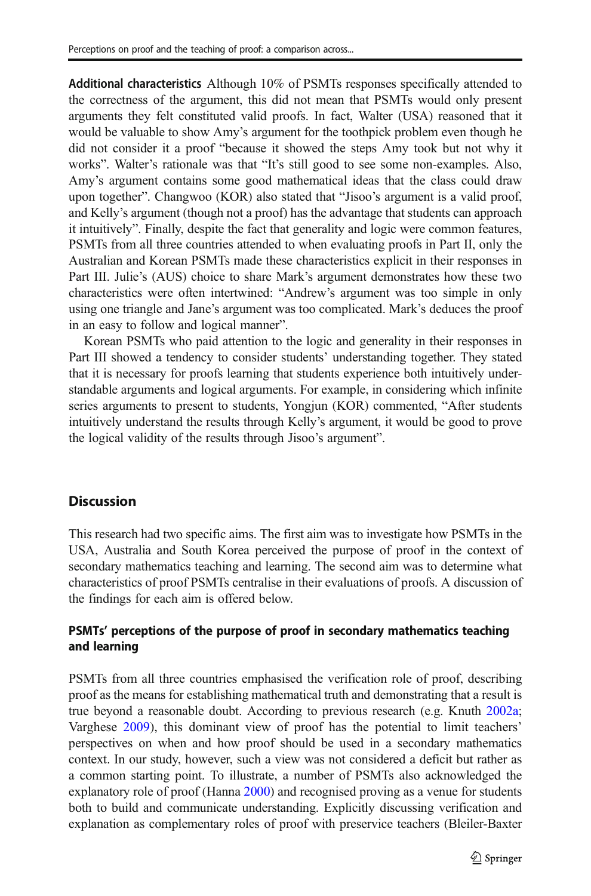**Additional characteristics** Although 10% of PSMTs responses specifically attended to the correctness of the argument, this did not mean that PSMTs would only present arguments they felt constituted valid proofs. In fact, Walter (USA) reasoned that it would be valuable to show Amy's argument for the toothpick problem even though he did not consider it a proof "because it showed the steps Amy took but not why it works". Walter's rationale was that "It's still good to see some non-examples. Also, Amy's argument contains some good mathematical ideas that the class could draw upon together". Changwoo (KOR) also stated that "Jisoo's argument is a valid proof, and Kelly's argument (though not a proof) has the advantage that students can approach it intuitively". Finally, despite the fact that generality and logic were common features, PSMTs from all three countries attended to when evaluating proofs in Part II, only the Australian and Korean PSMTs made these characteristics explicit in their responses in Part III. Julie's (AUS) choice to share Mark's argument demonstrates how these two characteristics were often intertwined: "Andrew's argument was too simple in only using one triangle and Jane's argument was too complicated. Mark's deduces the proof in an easy to follow and logical manner".

Korean PSMTs who paid attention to the logic and generality in their responses in Part III showed a tendency to consider students' understanding together. They stated that it is necessary for proofs learning that students experience both intuitively understandable arguments and logical arguments. For example, in considering which infinite series arguments to present to students, Yongjun (KOR) commented, "After students intuitively understand the results through Kelly's argument, it would be good to prove the logical validity of the results through Jisoo's argument".

## Discussion

This research had two specific aims. The first aim was to investigate how PSMTs in the USA, Australia and South Korea perceived the purpose of proof in the context of secondary mathematics teaching and learning. The second aim was to determine what characteristics of proof PSMTs centralise in their evaluations of proofs. A discussion of the findings for each aim is offered below.

### PSMTs' perceptions of the purpose of proof in secondary mathematics teaching and learning

PSMTs from all three countries emphasised the verification role of proof, describing proof as the means for establishing mathematical truth and demonstrating that a result is true beyond a reasonable doubt. According to previous research (e.g. Knuth 2002a; Varghese 2009), this dominant view of proof has the potential to limit teachers' perspectives on when and how proof should be used in a secondary mathematics context. In our study, however, such a view was not considered a deficit but rather as a common starting point. To illustrate, a number of PSMTs also acknowledged the explanatory role of proof (Hanna 2000) and recognised proving as a venue for students both to build and communicate understanding. Explicitly discussing verification and explanation as complementary roles of proof with preservice teachers (Bleiler-Baxter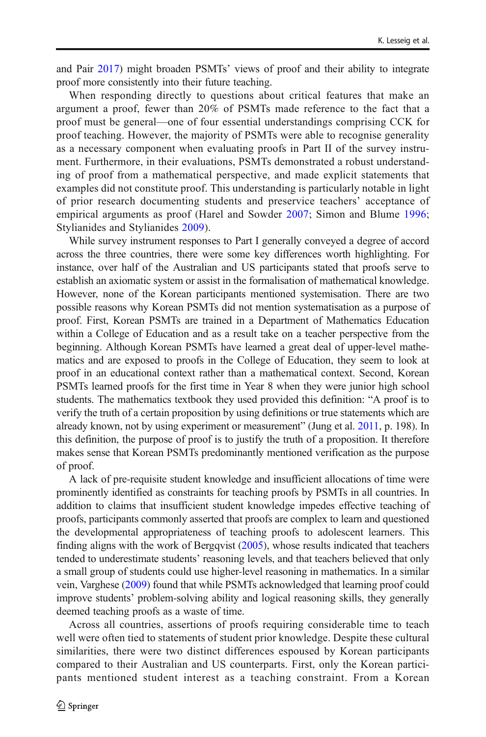and Pair 2017) might broaden PSMTs' views of proof and their ability to integrate proof more consistently into their future teaching.

When responding directly to questions about critical features that make an argument a proof, fewer than 20% of PSMTs made reference to the fact that a proof must be general—one of four essential understandings comprising CCK for proof teaching. However, the majority of PSMTs were able to recognise generality as a necessary component when evaluating proofs in Part II of the survey instrument. Furthermore, in their evaluations, PSMTs demonstrated a robust understanding of proof from a mathematical perspective, and made explicit statements that examples did not constitute proof. This understanding is particularly notable in light of prior research documenting students and preservice teachers' acceptance of empirical arguments as proof (Harel and Sowder 2007; Simon and Blume 1996; Stylianides and Stylianides 2009).

While survey instrument responses to Part I generally conveyed a degree of accord across the three countries, there were some key differences worth highlighting. For instance, over half of the Australian and US participants stated that proofs serve to establish an axiomatic system or assist in the formalisation of mathematical knowledge. However, none of the Korean participants mentioned systemisation. There are two possible reasons why Korean PSMTs did not mention systematisation as a purpose of proof. First, Korean PSMTs are trained in a Department of Mathematics Education within a College of Education and as a result take on a teacher perspective from the beginning. Although Korean PSMTs have learned a great deal of upper-level mathematics and are exposed to proofs in the College of Education, they seem to look at proof in an educational context rather than a mathematical context. Second, Korean PSMTs learned proofs for the first time in Year 8 when they were junior high school students. The mathematics textbook they used provided this definition: "A proof is to verify the truth of a certain proposition by using definitions or true statements which are already known, not by using experiment or measurement" (Jung et al. 2011, p. 198). In this definition, the purpose of proof is to justify the truth of a proposition. It therefore makes sense that Korean PSMTs predominantly mentioned verification as the purpose of proof.

A lack of pre-requisite student knowledge and insufficient allocations of time were prominently identified as constraints for teaching proofs by PSMTs in all countries. In addition to claims that insufficient student knowledge impedes effective teaching of proofs, participants commonly asserted that proofs are complex to learn and questioned the developmental appropriateness of teaching proofs to adolescent learners. This finding aligns with the work of Bergqvist (2005), whose results indicated that teachers tended to underestimate students' reasoning levels, and that teachers believed that only a small group of students could use higher-level reasoning in mathematics. In a similar vein, Varghese (2009) found that while PSMTs acknowledged that learning proof could improve students' problem-solving ability and logical reasoning skills, they generally deemed teaching proofs as a waste of time.

Across all countries, assertions of proofs requiring considerable time to teach well were often tied to statements of student prior knowledge. Despite these cultural similarities, there were two distinct differences espoused by Korean participants compared to their Australian and US counterparts. First, only the Korean participants mentioned student interest as a teaching constraint. From a Korean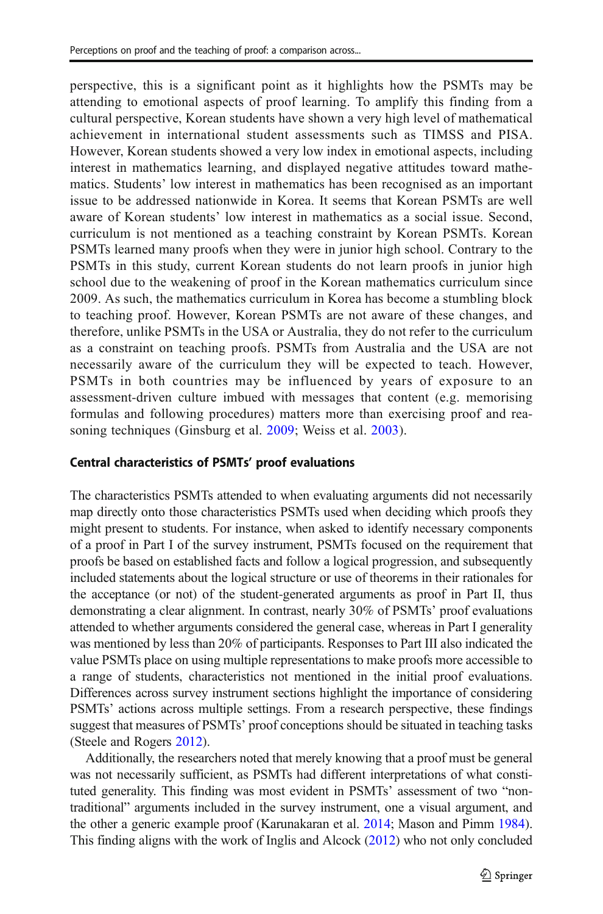perspective, this is a significant point as it highlights how the PSMTs may be attending to emotional aspects of proof learning. To amplify this finding from a cultural perspective, Korean students have shown a very high level of mathematical achievement in international student assessments such as TIMSS and PISA. However, Korean students showed a very low index in emotional aspects, including interest in mathematics learning, and displayed negative attitudes toward mathematics. Students' low interest in mathematics has been recognised as an important issue to be addressed nationwide in Korea. It seems that Korean PSMTs are well aware of Korean students' low interest in mathematics as a social issue. Second, curriculum is not mentioned as a teaching constraint by Korean PSMTs. Korean PSMTs learned many proofs when they were in junior high school. Contrary to the PSMTs in this study, current Korean students do not learn proofs in junior high school due to the weakening of proof in the Korean mathematics curriculum since 2009. As such, the mathematics curriculum in Korea has become a stumbling block to teaching proof. However, Korean PSMTs are not aware of these changes, and therefore, unlike PSMTs in the USA or Australia, they do not refer to the curriculum as a constraint on teaching proofs. PSMTs from Australia and the USA are not necessarily aware of the curriculum they will be expected to teach. However, PSMTs in both countries may be influenced by years of exposure to an assessment-driven culture imbued with messages that content (e.g. memorising formulas and following procedures) matters more than exercising proof and reasoning techniques (Ginsburg et al. 2009; Weiss et al. 2003).

### Central characteristics of PSMTs' proof evaluations

The characteristics PSMTs attended to when evaluating arguments did not necessarily map directly onto those characteristics PSMTs used when deciding which proofs they might present to students. For instance, when asked to identify necessary components of a proof in Part I of the survey instrument, PSMTs focused on the requirement that proofs be based on established facts and follow a logical progression, and subsequently included statements about the logical structure or use of theorems in their rationales for the acceptance (or not) of the student-generated arguments as proof in Part II, thus demonstrating a clear alignment. In contrast, nearly 30% of PSMTs' proof evaluations attended to whether arguments considered the general case, whereas in Part I generality was mentioned by less than 20% of participants. Responses to Part III also indicated the value PSMTs place on using multiple representations to make proofs more accessible to a range of students, characteristics not mentioned in the initial proof evaluations. Differences across survey instrument sections highlight the importance of considering PSMTs' actions across multiple settings. From a research perspective, these findings suggest that measures of PSMTs' proof conceptions should be situated in teaching tasks (Steele and Rogers 2012).

Additionally, the researchers noted that merely knowing that a proof must be general was not necessarily sufficient, as PSMTs had different interpretations of what constituted generality. This finding was most evident in PSMTs' assessment of two "non-traditional" arguments included in the survey instrument, one a visual argument, and the other a generic example proof (Karunakaran et al. 2014; Mason and Pimm 1984). This finding aligns with the work of Inglis and Alcock (2012) who not only concluded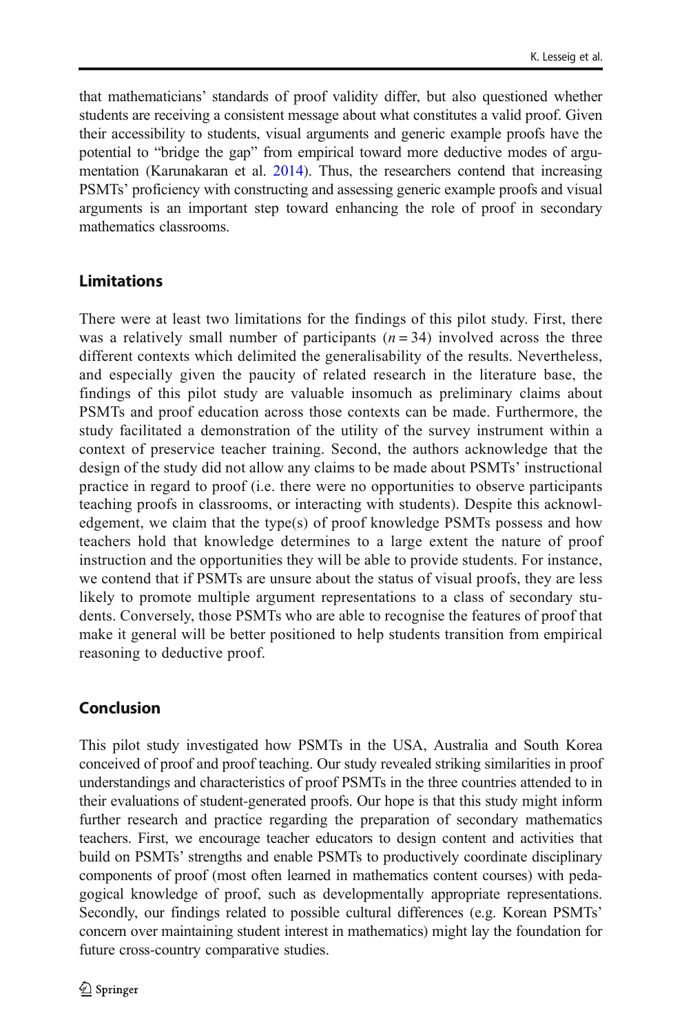that mathematicians' standards of proof validity differ, but also questioned whether students are receiving a consistent message about what constitutes a valid proof. Given their accessibility to students, visual arguments and generic example proofs have the potential to "bridge the gap" from empirical toward more deductive modes of argumentation (Karunakaran et al. 2014). Thus, the researchers contend that increasing PSMTs' proficiency with constructing and assessing generic example proofs and visual arguments is an important step toward enhancing the role of proof in secondary mathematics classrooms.

## Limitations

There were at least two limitations for the findings of this pilot study. First, there was a relatively small number of participants ($n = 34$) involved across the three different contexts which delimited the generalisability of the results. Nevertheless, and especially given the paucity of related research in the literature base, the findings of this pilot study are valuable insomuch as preliminary claims about PSMTs and proof education across those contexts can be made. Furthermore, the study facilitated a demonstration of the utility of the survey instrument within a context of preservice teacher training. Second, the authors acknowledge that the design of the study did not allow any claims to be made about PSMTs' instructional practice in regard to proof (i.e. there were no opportunities to observe participants teaching proofs in classrooms, or interacting with students). Despite this acknowledgement, we claim that the type(s) of proof knowledge PSMTs possess and how teachers hold that knowledge determines to a large extent the nature of proof instruction and the opportunities they will be able to provide students. For instance, we contend that if PSMTs are unsure about the status of visual proofs, they are less likely to promote multiple argument representations to a class of secondary students. Conversely, those PSMTs who are able to recognise the features of proof that make it general will be better positioned to help students transition from empirical reasoning to deductive proof.

## Conclusion

This pilot study investigated how PSMTs in the USA, Australia and South Korea conceived of proof and proof teaching. Our study revealed striking similarities in proof understandings and characteristics of proof PSMTs in the three countries attended to in their evaluations of student-generated proofs. Our hope is that this study might inform further research and practice regarding the preparation of secondary mathematics teachers. First, we encourage teacher educators to design content and activities that build on PSMTs' strengths and enable PSMTs to productively coordinate disciplinary components of proof (most often learned in mathematics content courses) with pedagogical knowledge of proof, such as developmentally appropriate representations. Secondly, our findings related to possible cultural differences (e.g. Korean PSMTs' concern over maintaining student interest in mathematics) might lay the foundation for future cross-country comparative studies.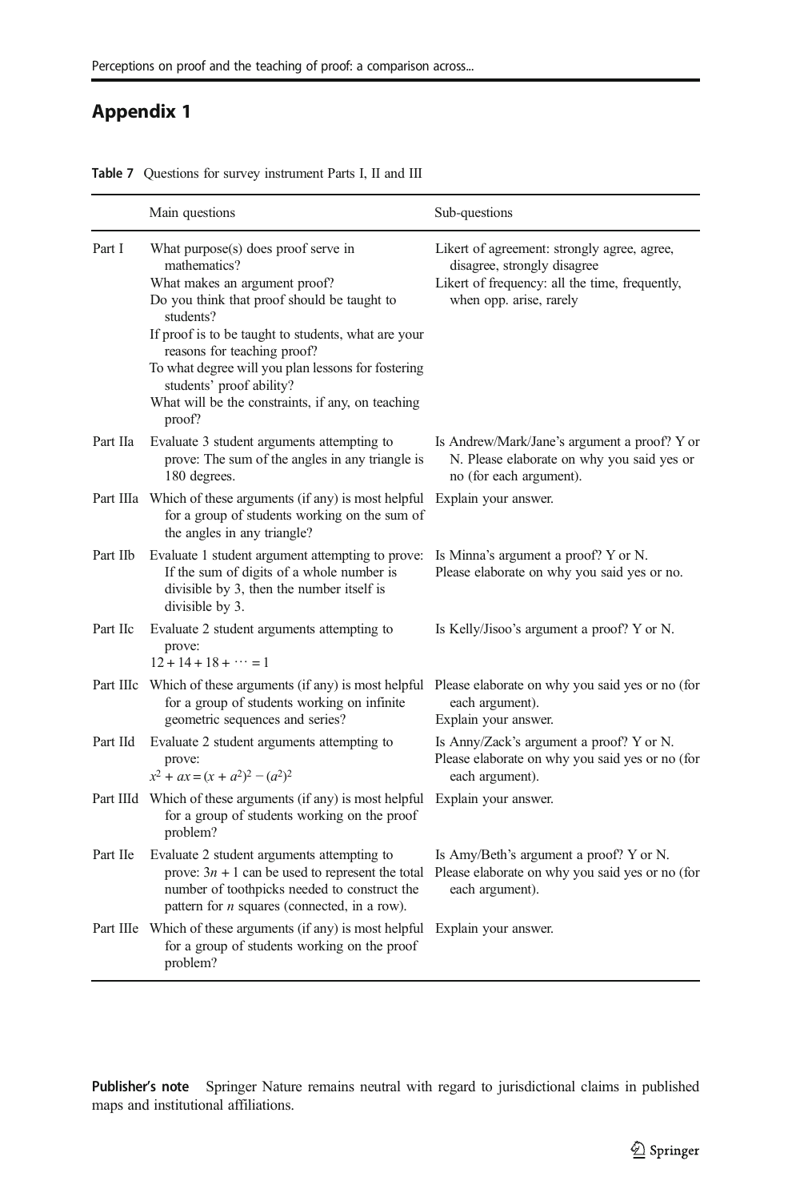## Appendix 1

Table 7 Questions for survey instrument Parts I, II and III

| | Main questions | Sub-questions |
|---|---|---|
| Part I | What purpose(s) does proof serve in mathematics?<br>What makes an argument proof?<br>Do you think that proof should be taught to students?<br>If proof is to be taught to students, what are your reasons for teaching proof?<br>To what degree will you plan lessons for fostering students' proof ability?<br>What will be the constraints, if any, on teaching proof? | Likert of agreement: strongly agree, agree, disagree, strongly disagree<br>Likert of frequency: all the time, frequently, when opp. arise, rarely |
| Part IIa | Evaluate 3 student arguments attempting to prove: The sum of the angles in any triangle is 180 degrees. | Is Andrew/Mark/Jane's argument a proof? Y or N. Please elaborate on why you said yes or no (for each argument). |
| Part IIIa | Which of these arguments (if any) is most helpful for a group of students working on the sum of the angles in any triangle? | Explain your answer. |
| Part IIb | Evaluate 1 student argument attempting to prove: If the sum of digits of a whole number is divisible by 3, then the number itself is divisible by 3. | Is Minna's argument a proof? Y or N.<br>Please elaborate on why you said yes or no. |
| Part IIc | Evaluate 2 student arguments attempting to prove:<br>$12 + 14 + 18 + \cdots = 1$ | Is Kelly/Jisoo's argument a proof? Y or N. |
| Part IIIc | Which of these arguments (if any) is most helpful for a group of students working on infinite geometric sequences and series? | Please elaborate on why you said yes or no (for each argument).<br>Explain your answer. |
| Part IId | Evaluate 2 student arguments attempting to prove:<br>$x^2 + ax = (x + a^2)^2 - (a^2)^2$ | Is Anny/Zack's argument a proof? Y or N.<br>Please elaborate on why you said yes or no (for each argument). |
| Part IIId | Which of these arguments (if any) is most helpful for a group of students working on the proof problem? | Explain your answer. |
| Part IIe | Evaluate 2 student arguments attempting to prove: $3n + 1$ can be used to represent the total number of toothpicks needed to construct the pattern for $n$ squares (connected, in a row). | Is Amy/Beth's argument a proof? Y or N.<br>Please elaborate on why you said yes or no (for each argument). |
| Part IIIe | Which of these arguments (if any) is most helpful for a group of students working on the proof problem? | Explain your answer. |

**Publisher's note** Springer Nature remains neutral with regard to jurisdictional claims in published maps and institutional affiliations.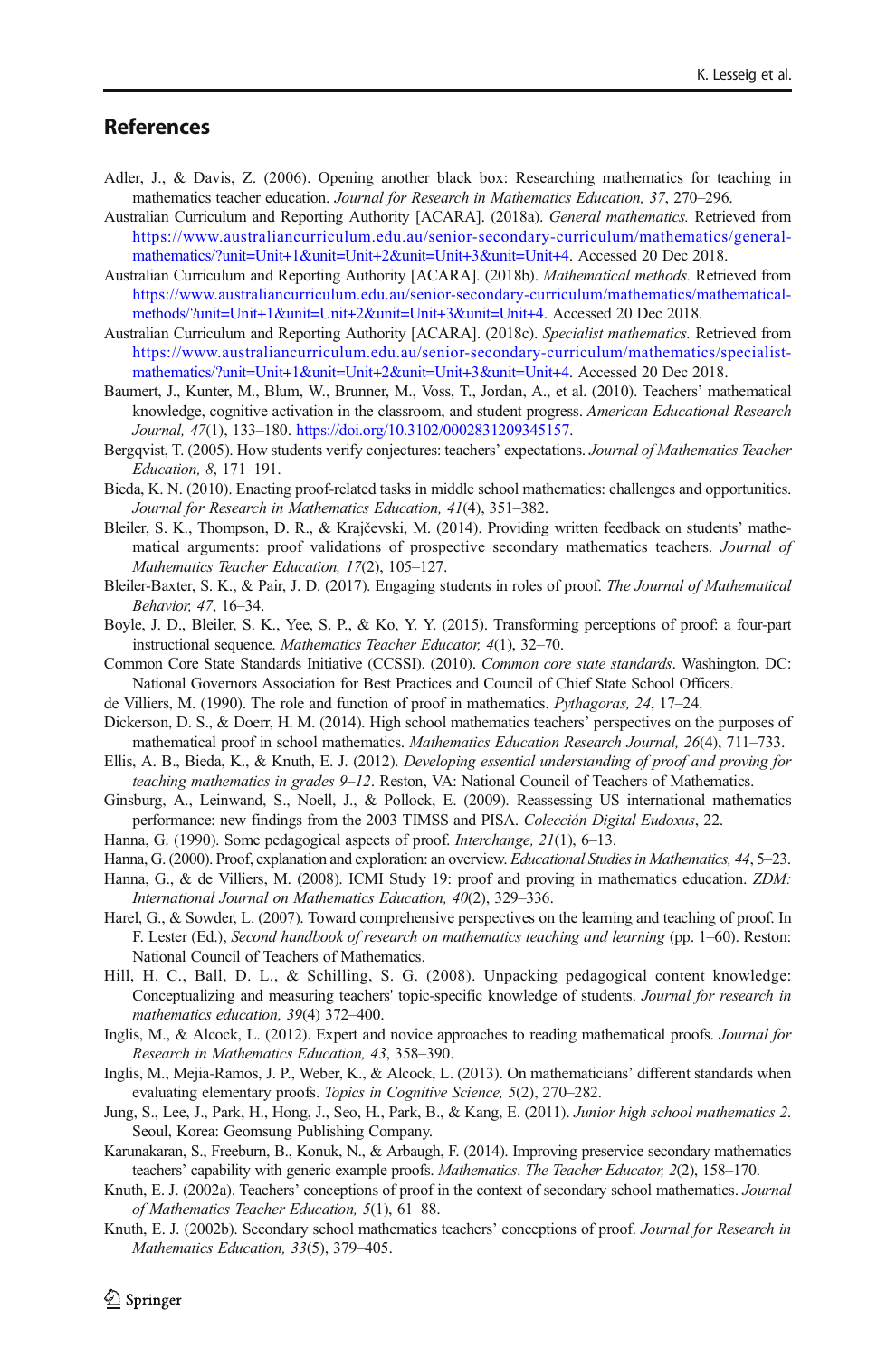## References

Adler, J., & Davis, Z. (2006). Opening another black box: Researching mathematics for teaching in mathematics teacher education. *Journal for Research in Mathematics Education, 37*, 270–296.

Australian Curriculum and Reporting Authority [ACARA]. (2018a). *General mathematics.* Retrieved from https://www.australiancurriculum.edu.au/senior-secondary-curriculum/mathematics/general-mathematics/?unit=Unit+1&unit=Unit+2&unit=Unit+3&unit=Unit+4. Accessed 20 Dec 2018.

Australian Curriculum and Reporting Authority [ACARA]. (2018b). *Mathematical methods.* Retrieved from https://www.australiancurriculum.edu.au/senior-secondary-curriculum/mathematics/mathematical-methods/?unit=Unit+1&unit=Unit+2&unit=Unit+3&unit=Unit+4. Accessed 20 Dec 2018.

Australian Curriculum and Reporting Authority [ACARA]. (2018c). *Specialist mathematics.* Retrieved from https://www.australiancurriculum.edu.au/senior-secondary-curriculum/mathematics/specialist-mathematics/?unit=Unit+1&unit=Unit+2&unit=Unit+3&unit=Unit+4. Accessed 20 Dec 2018.

Baumert, J., Kunter, M., Blum, W., Brunner, M., Voss, T., Jordan, A., et al. (2010). Teachers' mathematical knowledge, cognitive activation in the classroom, and student progress. *American Educational Research Journal, 47*(1), 133–180. https://doi.org/10.3102/0002831209345157.

Bergqvist, T. (2005). How students verify conjectures: teachers' expectations. *Journal of Mathematics Teacher Education, 8*, 171–191.

Bieda, K. N. (2010). Enacting proof-related tasks in middle school mathematics: challenges and opportunities. *Journal for Research in Mathematics Education, 41*(4), 351–382.

Bleiler, S. K., Thompson, D. R., & Krajčevski, M. (2014). Providing written feedback on students' mathematical arguments: proof validations of prospective secondary mathematics teachers. *Journal of Mathematics Teacher Education, 17*(2), 105–127.

Bleiler-Baxter, S. K., & Pair, J. D. (2017). Engaging students in roles of proof. *The Journal of Mathematical Behavior, 47*, 16–34.

Boyle, J. D., Bleiler, S. K., Yee, S. P., & Ko, Y. Y. (2015). Transforming perceptions of proof: a four-part instructional sequence. *Mathematics Teacher Educator, 4*(1), 32–70.

Common Core State Standards Initiative (CCSSI). (2010). *Common core state standards*. Washington, DC: National Governors Association for Best Practices and Council of Chief State School Officers.

de Villiers, M. (1990). The role and function of proof in mathematics. *Pythagoras, 24*, 17–24.

Dickerson, D. S., & Doerr, H. M. (2014). High school mathematics teachers' perspectives on the purposes of mathematical proof in school mathematics. *Mathematics Education Research Journal, 26*(4), 711–733.

Ellis, A. B., Bieda, K., & Knuth, E. J. (2012). *Developing essential understanding of proof and proving for teaching mathematics in grades 9–12*. Reston, VA: National Council of Teachers of Mathematics.

Ginsburg, A., Leinwand, S., Noell, J., & Pollock, E. (2009). Reassessing US international mathematics performance: new findings from the 2003 TIMSS and PISA. *Colección Digital Eudoxus*, 22.

Hanna, G. (1990). Some pedagogical aspects of proof. *Interchange, 21*(1), 6–13.

Hanna, G. (2000). Proof, explanation and exploration: an overview. *Educational Studies in Mathematics, 44*, 5–23.

Hanna, G., & de Villiers, M. (2008). ICMI Study 19: proof and proving in mathematics education. *ZDM: International Journal on Mathematics Education, 40*(2), 329–336.

Harel, G., & Sowder, L. (2007). Toward comprehensive perspectives on the learning and teaching of proof. In F. Lester (Ed.), *Second handbook of research on mathematics teaching and learning* (pp. 1–60). Reston: National Council of Teachers of Mathematics.

Hill, H. C., Ball, D. L., & Schilling, S. G. (2008). Unpacking pedagogical content knowledge: Conceptualizing and measuring teachers' topic-specific knowledge of students. *Journal for research in mathematics education, 39*(4) 372–400.

Inglis, M., & Alcock, L. (2012). Expert and novice approaches to reading mathematical proofs. *Journal for Research in Mathematics Education, 43*, 358–390.

Inglis, M., Mejia-Ramos, J. P., Weber, K., & Alcock, L. (2013). On mathematicians' different standards when evaluating elementary proofs. *Topics in Cognitive Science, 5*(2), 270–282.

Jung, S., Lee, J., Park, H., Hong, J., Seo, H., Park, B., & Kang, E. (2011). *Junior high school mathematics 2*. Seoul, Korea: Geomsung Publishing Company.

Karunakaran, S., Freeburn, B., Konuk, N., & Arbaugh, F. (2014). Improving preservice secondary mathematics teachers' capability with generic example proofs. *Mathematics. The Teacher Educator, 2*(2), 158–170.

Knuth, E. J. (2002a). Teachers' conceptions of proof in the context of secondary school mathematics. *Journal of Mathematics Teacher Education, 5*(1), 61–88.

Knuth, E. J. (2002b). Secondary school mathematics teachers' conceptions of proof. *Journal for Research in Mathematics Education, 33*(5), 379–405.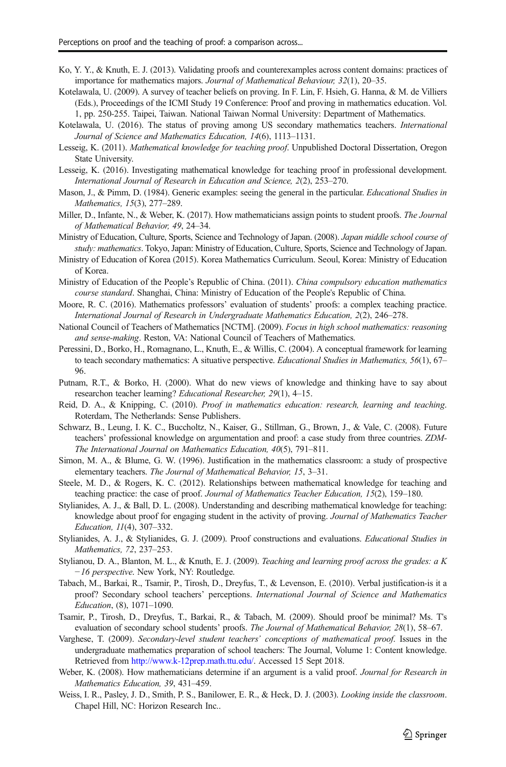Ko, Y. Y., & Knuth, E. J. (2013). Validating proofs and counterexamples across content domains: practices of importance for mathematics majors. *Journal of Mathematical Behaviour, 32*(1), 20–35.

Kotelawala, U. (2009). A survey of teacher beliefs on proving. In F. Lin, F. Hsieh, G. Hanna, & M. de Villiers (Eds.), Proceedings of the ICMI Study 19 Conference: Proof and proving in mathematics education. Vol. 1, pp. 250-255. Taipei, Taiwan. National Taiwan Normal University: Department of Mathematics.

Kotelawala, U. (2016). The status of proving among US secondary mathematics teachers. *International Journal of Science and Mathematics Education, 14*(6), 1113–1131.

Lesseig, K. (2011). *Mathematical knowledge for teaching proof*. Unpublished Doctoral Dissertation, Oregon State University.

Lesseig, K. (2016). Investigating mathematical knowledge for teaching proof in professional development. *International Journal of Research in Education and Science, 2*(2), 253–270.

Mason, J., & Pimm, D. (1984). Generic examples: seeing the general in the particular. *Educational Studies in Mathematics, 15*(3), 277–289.

Miller, D., Infante, N., & Weber, K. (2017). How mathematicians assign points to student proofs. *The Journal of Mathematical Behavior, 49*, 24–34.

Ministry of Education, Culture, Sports, Science and Technology of Japan. (2008). *Japan middle school course of study: mathematics*. Tokyo, Japan: Ministry of Education, Culture, Sports, Science and Technology of Japan.

Ministry of Education of Korea (2015). Korea Mathematics Curriculum. Seoul, Korea: Ministry of Education of Korea.

Ministry of Education of the People's Republic of China. (2011). *China compulsory education mathematics course standard*. Shanghai, China: Ministry of Education of the People's Republic of China.

Moore, R. C. (2016). Mathematics professors' evaluation of students' proofs: a complex teaching practice. *International Journal of Research in Undergraduate Mathematics Education, 2*(2), 246–278.

National Council of Teachers of Mathematics [NCTM]. (2009). *Focus in high school mathematics: reasoning and sense-making*. Reston, VA: National Council of Teachers of Mathematics.

Peressini, D., Borko, H., Romagnano, L., Knuth, E., & Willis, C. (2004). A conceptual framework for learning to teach secondary mathematics: A situative perspective. *Educational Studies in Mathematics, 56*(1), 67–96.

Putnam, R.T., & Borko, H. (2000). What do new views of knowledge and thinking have to say about researchon teacher learning? *Educational Researcher, 29*(1), 4–15.

Reid, D. A., & Knipping, C. (2010). *Proof in mathematics education: research, learning and teaching*. Roterdam, The Netherlands: Sense Publishers.

Schwarz, B., Leung, I. K. C., Buccholtz, N., Kaiser, G., Stillman, G., Brown, J., & Vale, C. (2008). Future teachers' professional knowledge on argumentation and proof: a case study from three countries. *ZDM-The International Journal on Mathematics Education, 40*(5), 791–811.

Simon, M. A., & Blume, G. W. (1996). Justification in the mathematics classroom: a study of prospective elementary teachers. *The Journal of Mathematical Behavior, 15*, 3–31.

Steele, M. D., & Rogers, K. C. (2012). Relationships between mathematical knowledge for teaching and teaching practice: the case of proof. *Journal of Mathematics Teacher Education, 15*(2), 159–180.

Stylianides, A. J., & Ball, D. L. (2008). Understanding and describing mathematical knowledge for teaching: knowledge about proof for engaging student in the activity of proving. *Journal of Mathematics Teacher Education, 11*(4), 307–332.

Stylianides, A. J., & Stylianides, G. J. (2009). Proof constructions and evaluations. *Educational Studies in Mathematics, 72*, 237–253.

Stylianou, D. A., Blanton, M. L., & Knuth, E. J. (2009). *Teaching and learning proof across the grades: a K−16 perspective*. New York, NY: Routledge.

Tabach, M., Barkai, R., Tsamir, P., Tirosh, D., Dreyfus, T., & Levenson, E. (2010). Verbal justification-is it a proof? Secondary school teachers' perceptions. *International Journal of Science and Mathematics Education*, (8), 1071–1090.

Tsamir, P., Tirosh, D., Dreyfus, T., Barkai, R., & Tabach, M. (2009). Should proof be minimal? Ms. T's evaluation of secondary school students' proofs. *The Journal of Mathematical Behavior, 28*(1), 58–67.

Varghese, T. (2009). *Secondary-level student teachers' conceptions of mathematical proof*. Issues in the undergraduate mathematics preparation of school teachers: The Journal, Volume 1: Content knowledge. Retrieved from http://www.k-12prep.math.ttu.edu/. Accessed 15 Sept 2018.

Weber, K. (2008). How mathematicians determine if an argument is a valid proof. *Journal for Research in Mathematics Education, 39*, 431–459.

Weiss, I. R., Pasley, J. D., Smith, P. S., Banilower, E. R., & Heck, D. J. (2003). *Looking inside the classroom*. Chapel Hill, NC: Horizon Research Inc..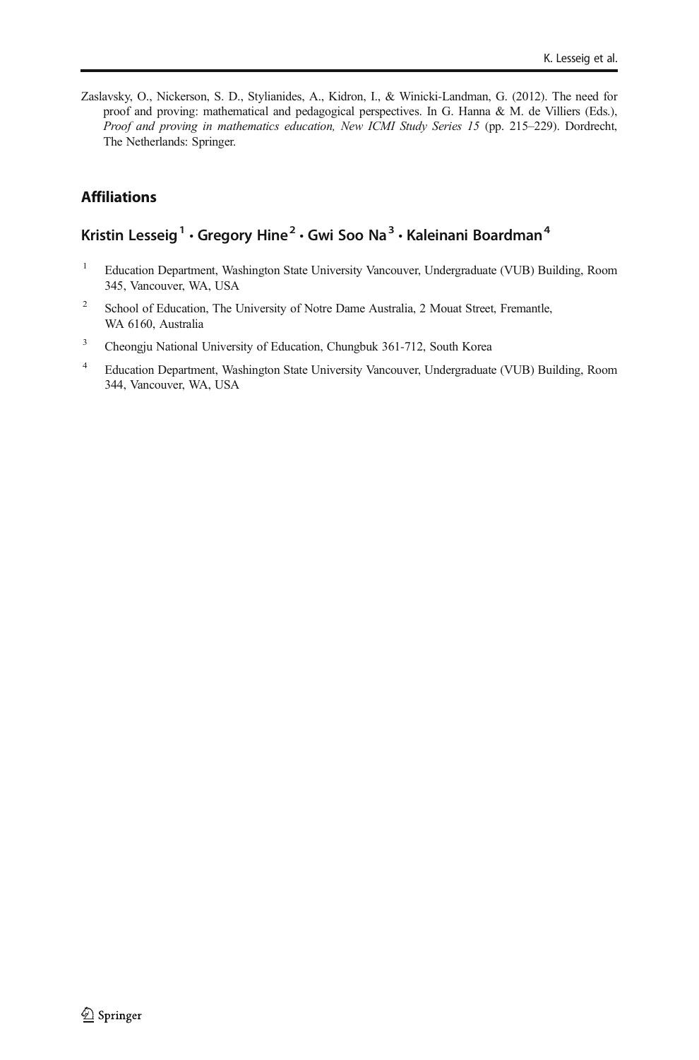Zaslavsky, O., Nickerson, S. D., Stylianides, A., Kidron, I., & Winicki-Landman, G. (2012). The need for proof and proving: mathematical and pedagogical perspectives. In G. Hanna & M. de Villiers (Eds.), *Proof and proving in mathematics education, New ICMI Study Series 15* (pp. 215–229). Dordrecht, The Netherlands: Springer.

## Affiliations

### Kristin Lesseig[1] · Gregory Hine[2] · Gwi Soo Na[3] · Kaleinani Boardman[4]

[1] Education Department, Washington State University Vancouver, Undergraduate (VUB) Building, Room 345, Vancouver, WA, USA

[2] School of Education, The University of Notre Dame Australia, 2 Mouat Street, Fremantle, WA 6160, Australia

[3] Cheongju National University of Education, Chungbuk 361-712, South Korea

[4] Education Department, Washington State University Vancouver, Undergraduate (VUB) Building, Room 344, Vancouver, WA, USA